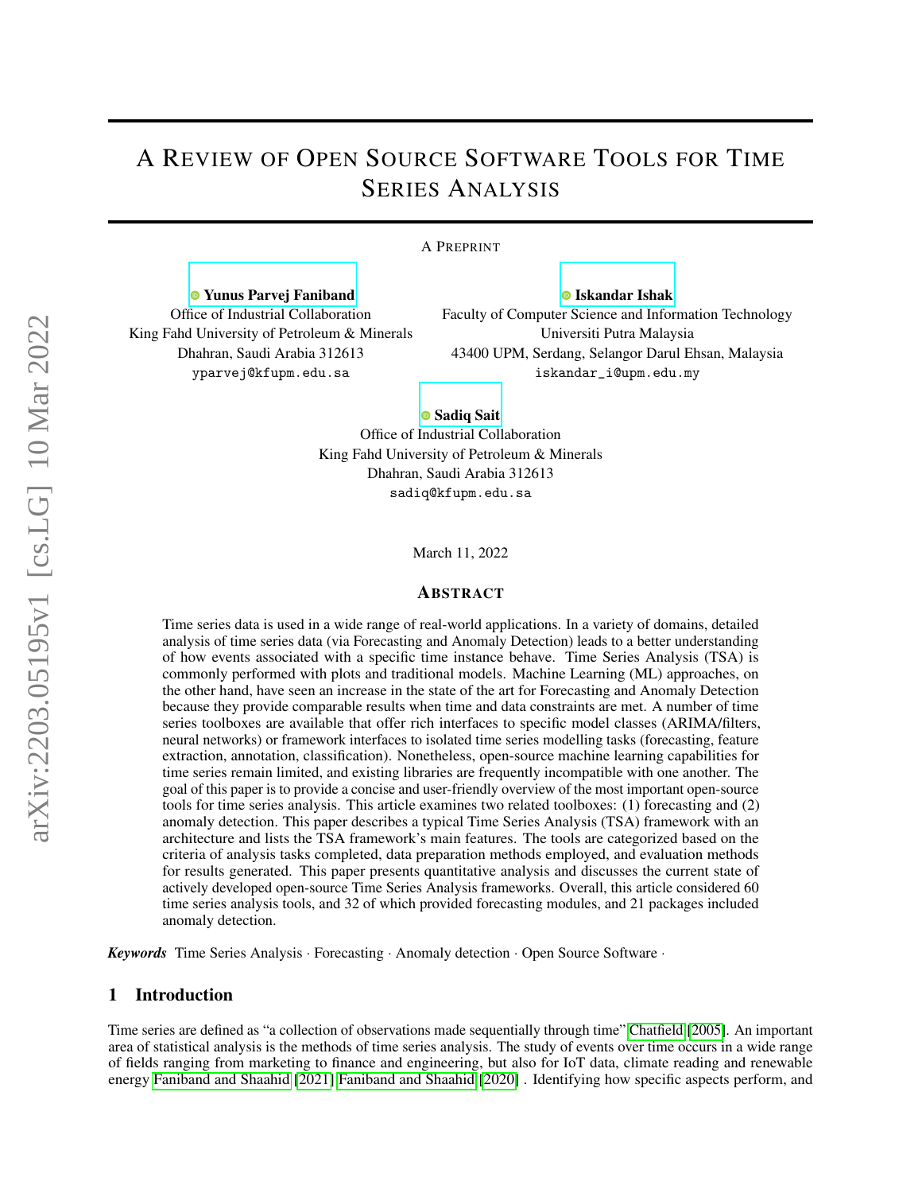# A Review of Open Source Software Tools for Time Series Analysis

A Preprint

**Yunus Parvej Faniband**
Office of Industrial Collaboration
King Fahd University of Petroleum & Minerals
Dhahran, Saudi Arabia 312613
yparvej@kfupm.edu.sa

**Iskandar Ishak**
Faculty of Computer Science and Information Technology
Universiti Putra Malaysia
43400 UPM, Serdang, Selangor Darul Ehsan, Malaysia
iskandar_i@upm.edu.my

**Sadiq Sait**
Office of Industrial Collaboration
King Fahd University of Petroleum & Minerals
Dhahran, Saudi Arabia 312613
sadiq@kfupm.edu.sa

March 11, 2022

## Abstract

Time series data is used in a wide range of real-world applications. In a variety of domains, detailed analysis of time series data (via Forecasting and Anomaly Detection) leads to a better understanding of how events associated with a specific time instance behave. Time Series Analysis (TSA) is commonly performed with plots and traditional models. Machine Learning (ML) approaches, on the other hand, have seen an increase in the state of the art for Forecasting and Anomaly Detection because they provide comparable results when time and data constraints are met. A number of time series toolboxes are available that offer rich interfaces to specific model classes (ARIMA/filters, neural networks) or framework interfaces to isolated time series modelling tasks (forecasting, feature extraction, annotation, classification). Nonetheless, open-source machine learning capabilities for time series remain limited, and existing libraries are frequently incompatible with one another. The goal of this paper is to provide a concise and user-friendly overview of the most important open-source tools for time series analysis. This article examines two related toolboxes: (1) forecasting and (2) anomaly detection. This paper describes a typical Time Series Analysis (TSA) framework with an architecture and lists the TSA framework's main features. The tools are categorized based on the criteria of analysis tasks completed, data preparation methods employed, and evaluation methods for results generated. This paper presents quantitative analysis and discusses the current state of actively developed open-source Time Series Analysis frameworks. Overall, this article considered 60 time series analysis tools, and 32 of which provided forecasting modules, and 21 packages included anomaly detection.

***Keywords*** Time Series Analysis · Forecasting · Anomaly detection · Open Source Software ·

## 1 Introduction

Time series are defined as "a collection of observations made sequentially through time" Chatfield [2005]. An important area of statistical analysis is the methods of time series analysis. The study of events over time occurs in a wide range of fields ranging from marketing to finance and engineering, but also for IoT data, climate reading and renewable energy Faniband and Shaahid [2021] Faniband and Shaahid [2020] . Identifying how specific aspects perform, and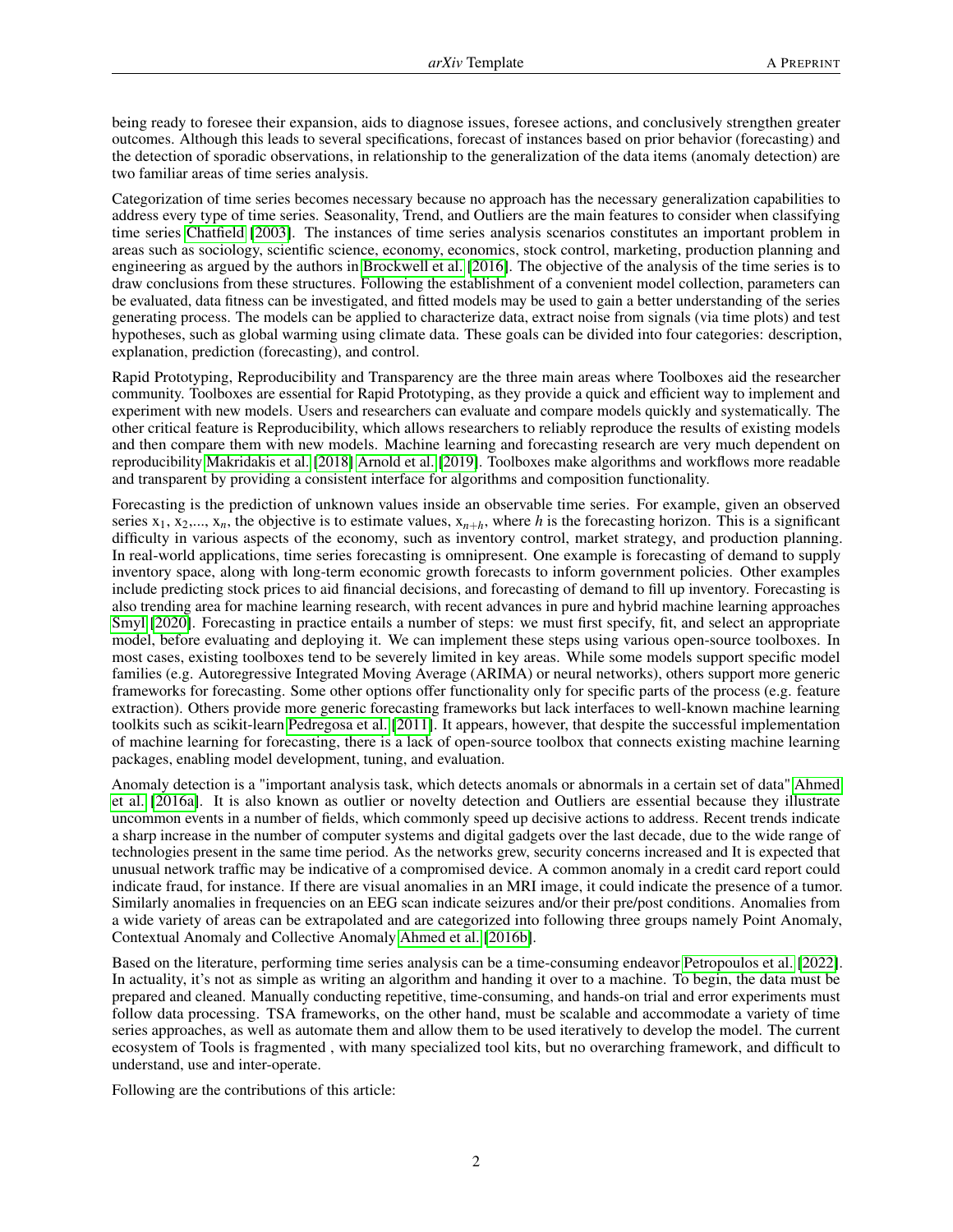being ready to foresee their expansion, aids to diagnose issues, foresee actions, and conclusively strengthen greater outcomes. Although this leads to several specifications, forecast of instances based on prior behavior (forecasting) and the detection of sporadic observations, in relationship to the generalization of the data items (anomaly detection) are two familiar areas of time series analysis.

Categorization of time series becomes necessary because no approach has the necessary generalization capabilities to address every type of time series. Seasonality, Trend, and Outliers are the main features to consider when classifying time series Chatfield [2003]. The instances of time series analysis scenarios constitutes an important problem in areas such as sociology, scientific science, economy, economics, stock control, marketing, production planning and engineering as argued by the authors in Brockwell et al. [2016]. The objective of the analysis of the time series is to draw conclusions from these structures. Following the establishment of a convenient model collection, parameters can be evaluated, data fitness can be investigated, and fitted models may be used to gain a better understanding of the series generating process. The models can be applied to characterize data, extract noise from signals (via time plots) and test hypotheses, such as global warming using climate data. These goals can be divided into four categories: description, explanation, prediction (forecasting), and control.

Rapid Prototyping, Reproducibility and Transparency are the three main areas where Toolboxes aid the researcher community. Toolboxes are essential for Rapid Prototyping, as they provide a quick and efficient way to implement and experiment with new models. Users and researchers can evaluate and compare models quickly and systematically. The other critical feature is Reproducibility, which allows researchers to reliably reproduce the results of existing models and then compare them with new models. Machine learning and forecasting research are very much dependent on reproducibility Makridakis et al. [2018] Arnold et al. [2019]. Toolboxes make algorithms and workflows more readable and transparent by providing a consistent interface for algorithms and composition functionality.

Forecasting is the prediction of unknown values inside an observable time series. For example, given an observed series $x_1$, $x_2$,..., $x_n$, the objective is to estimate values, $x_{n+h}$, where $h$ is the forecasting horizon. This is a significant difficulty in various aspects of the economy, such as inventory control, market strategy, and production planning. In real-world applications, time series forecasting is omnipresent. One example is forecasting of demand to supply inventory space, along with long-term economic growth forecasts to inform government policies. Other examples include predicting stock prices to aid financial decisions, and forecasting of demand to fill up inventory. Forecasting is also trending area for machine learning research, with recent advances in pure and hybrid machine learning approaches Smyl [2020]. Forecasting in practice entails a number of steps: we must first specify, fit, and select an appropriate model, before evaluating and deploying it. We can implement these steps using various open-source toolboxes. In most cases, existing toolboxes tend to be severely limited in key areas. While some models support specific model families (e.g. Autoregressive Integrated Moving Average (ARIMA) or neural networks), others support more generic frameworks for forecasting. Some other options offer functionality only for specific parts of the process (e.g. feature extraction). Others provide more generic forecasting frameworks but lack interfaces to well-known machine learning toolkits such as scikit-learn Pedregosa et al. [2011]. It appears, however, that despite the successful implementation of machine learning for forecasting, there is a lack of open-source toolbox that connects existing machine learning packages, enabling model development, tuning, and evaluation.

Anomaly detection is a "important analysis task, which detects anomals or abnormals in a certain set of data" Ahmed et al. [2016a]. It is also known as outlier or novelty detection and Outliers are essential because they illustrate uncommon events in a number of fields, which commonly speed up decisive actions to address. Recent trends indicate a sharp increase in the number of computer systems and digital gadgets over the last decade, due to the wide range of technologies present in the same time period. As the networks grew, security concerns increased and It is expected that unusual network traffic may be indicative of a compromised device. A common anomaly in a credit card report could indicate fraud, for instance. If there are visual anomalies in an MRI image, it could indicate the presence of a tumor. Similarly anomalies in frequencies on an EEG scan indicate seizures and/or their pre/post conditions. Anomalies from a wide variety of areas can be extrapolated and are categorized into following three groups namely Point Anomaly, Contextual Anomaly and Collective Anomaly Ahmed et al. [2016b].

Based on the literature, performing time series analysis can be a time-consuming endeavor Petropoulos et al. [2022]. In actuality, it's not as simple as writing an algorithm and handing it over to a machine. To begin, the data must be prepared and cleaned. Manually conducting repetitive, time-consuming, and hands-on trial and error experiments must follow data processing. TSA frameworks, on the other hand, must be scalable and accommodate a variety of time series approaches, as well as automate them and allow them to be used iteratively to develop the model. The current ecosystem of Tools is fragmented , with many specialized tool kits, but no overarching framework, and difficult to understand, use and inter-operate.

Following are the contributions of this article: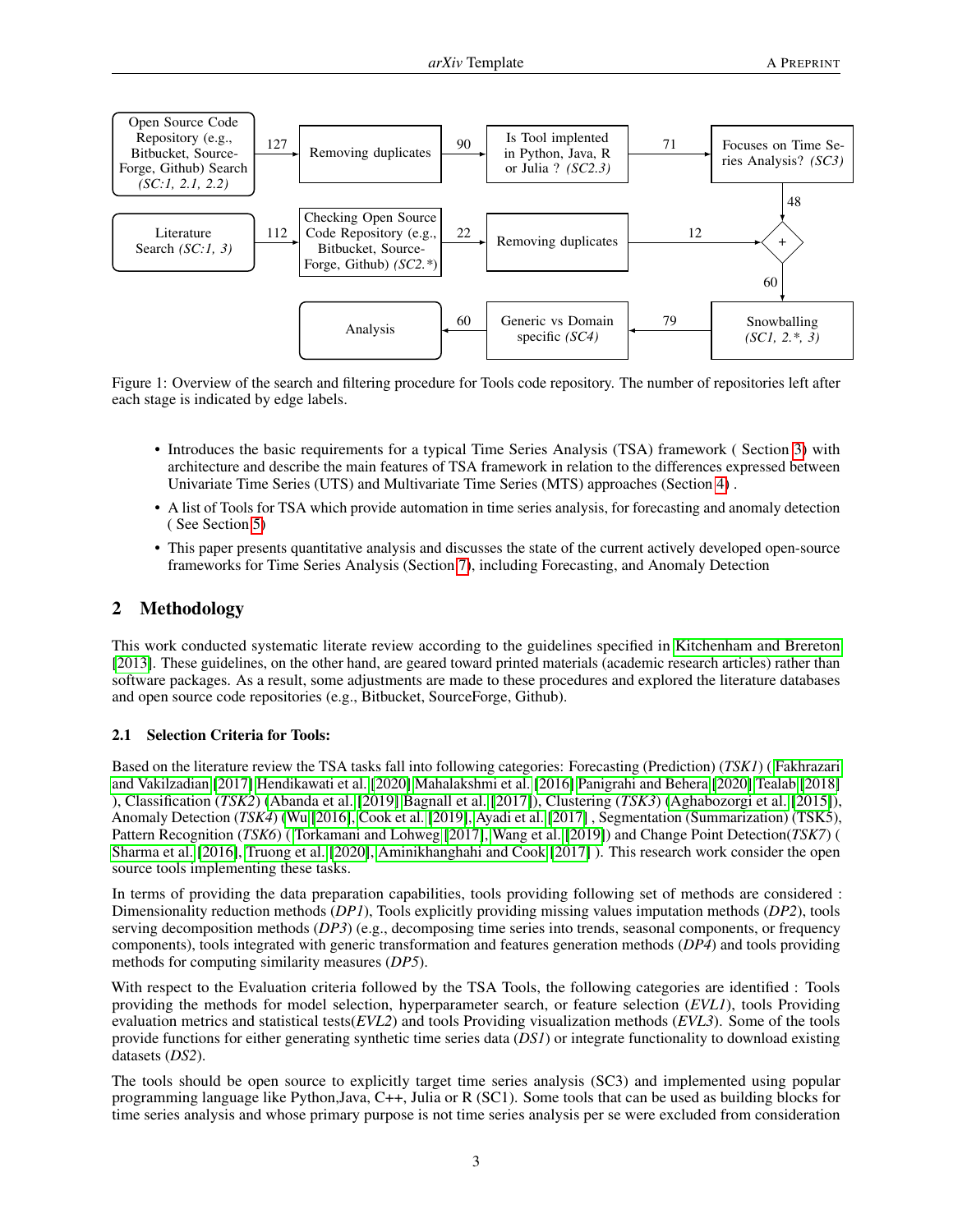Open Source Code Repository (e.g., Bitbucket, Source-Forge, Github) Search *(SC:1, 2.1, 2.2)* → 127 → Removing duplicates → 90 → Is Tool implented in Python, Java, R or Julia ? *(SC2.3)* → 71 → Focuses on Time Series Analysis? *(SC3)* → 48 → +

Literature Search *(SC:1, 3)* → 112 → Checking Open Source Code Repository (e.g., Bitbucket, Source-Forge, Github) *(SC2.\*)* → 22 → Removing duplicates → 12 → +

\+ → 60 → Snowballing *(SC1, 2.\*, 3)* → 79 → Generic vs Domain specific *(SC4)* → 60 → Analysis

Figure 1: Overview of the search and filtering procedure for Tools code repository. The number of repositories left after each stage is indicated by edge labels.

- Introduces the basic requirements for a typical Time Series Analysis (TSA) framework ( Section 3) with architecture and describe the main features of TSA framework in relation to the differences expressed between Univariate Time Series (UTS) and Multivariate Time Series (MTS) approaches (Section 4) .
- A list of Tools for TSA which provide automation in time series analysis, for forecasting and anomaly detection ( See Section 5)
- This paper presents quantitative analysis and discusses the state of the current actively developed open-source frameworks for Time Series Analysis (Section 7), including Forecasting, and Anomaly Detection

## 2 Methodology

This work conducted systematic literate review according to the guidelines specified in Kitchenham and Brereton [2013]. These guidelines, on the other hand, are geared toward printed materials (academic research articles) rather than software packages. As a result, some adjustments are made to these procedures and explored the literature databases and open source code repositories (e.g., Bitbucket, SourceForge, Github).

### 2.1 Selection Criteria for Tools:

Based on the literature review the TSA tasks fall into following categories: Forecasting (Prediction) (*TSK1*) ( Fakhrazari and Vakilzadian [2017] Hendikawati et al. [2020] Mahalakshmi et al. [2016] Panigrahi and Behera [2020] Tealab [2018] ), Classification (*TSK2*) (Abanda et al. [2019] Bagnall et al. [2017]), Clustering (*TSK3*) (Aghabozorgi et al. [2015]), Anomaly Detection (*TSK4*) (Wu [2016], Cook et al. [2019], Ayadi et al. [2017] , Segmentation (Summarization) (TSK5), Pattern Recognition (*TSK6*) ( Torkamani and Lohweg [2017], Wang et al. [2019]) and Change Point Detection(*TSK7*) ( Sharma et al. [2016], Truong et al. [2020], Aminikhanghahi and Cook [2017] ). This research work consider the open source tools implementing these tasks.

In terms of providing the data preparation capabilities, tools providing following set of methods are considered : Dimensionality reduction methods (*DP1*), Tools explicitly providing missing values imputation methods (*DP2*), tools serving decomposition methods (*DP3*) (e.g., decomposing time series into trends, seasonal components, or frequency components), tools integrated with generic transformation and features generation methods (*DP4*) and tools providing methods for computing similarity measures (*DP5*).

With respect to the Evaluation criteria followed by the TSA Tools, the following categories are identified : Tools providing the methods for model selection, hyperparameter search, or feature selection (*EVL1*), tools Providing evaluation metrics and statistical tests(*EVL2*) and tools Providing visualization methods (*EVL3*). Some of the tools provide functions for either generating synthetic time series data (*DS1*) or integrate functionality to download existing datasets (*DS2*).

The tools should be open source to explicitly target time series analysis (SC3) and implemented using popular programming language like Python,Java, C++, Julia or R (SC1). Some tools that can be used as building blocks for time series analysis and whose primary purpose is not time series analysis per se were excluded from consideration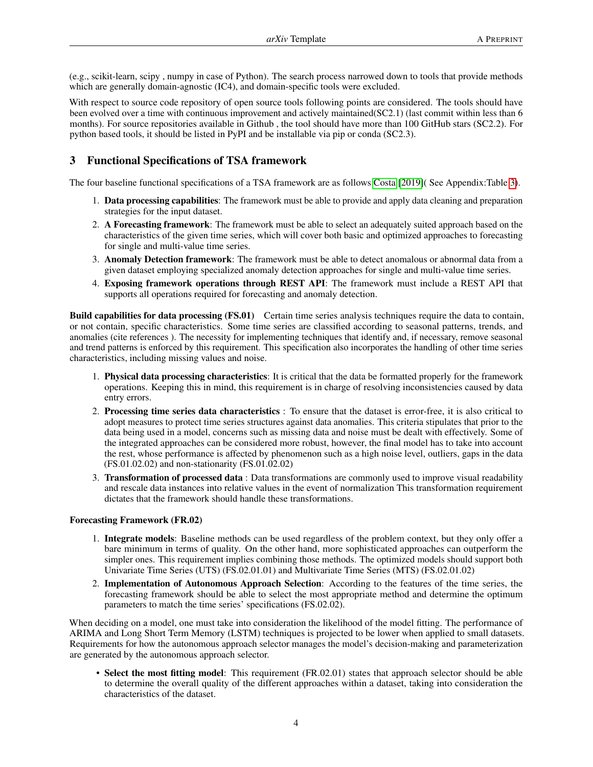(e.g., scikit-learn, scipy , numpy in case of Python). The search process narrowed down to tools that provide methods which are generally domain-agnostic (IC4), and domain-specific tools were excluded.

With respect to source code repository of open source tools following points are considered. The tools should have been evolved over a time with continuous improvement and actively maintained(SC2.1) (last commit within less than 6 months). For source repositories available in Github , the tool should have more than 100 GitHub stars (SC2.2). For python based tools, it should be listed in PyPI and be installable via pip or conda (SC2.3).

## 3 Functional Specifications of TSA framework

The four baseline functional specifications of a TSA framework are as follows Costa [2019]( See Appendix:Table 3).

1. **Data processing capabilities**: The framework must be able to provide and apply data cleaning and preparation strategies for the input dataset.
2. **A Forecasting framework**: The framework must be able to select an adequately suited approach based on the characteristics of the given time series, which will cover both basic and optimized approaches to forecasting for single and multi-value time series.
3. **Anomaly Detection framework**: The framework must be able to detect anomalous or abnormal data from a given dataset employing specialized anomaly detection approaches for single and multi-value time series.
4. **Exposing framework operations through REST API**: The framework must include a REST API that supports all operations required for forecasting and anomaly detection.

**Build capabilities for data processing (FS.01)** Certain time series analysis techniques require the data to contain, or not contain, specific characteristics. Some time series are classified according to seasonal patterns, trends, and anomalies (cite references ). The necessity for implementing techniques that identify and, if necessary, remove seasonal and trend patterns is enforced by this requirement. This specification also incorporates the handling of other time series characteristics, including missing values and noise.

1. **Physical data processing characteristics**: It is critical that the data be formatted properly for the framework operations. Keeping this in mind, this requirement is in charge of resolving inconsistencies caused by data entry errors.
2. **Processing time series data characteristics** : To ensure that the dataset is error-free, it is also critical to adopt measures to protect time series structures against data anomalies. This criteria stipulates that prior to the data being used in a model, concerns such as missing data and noise must be dealt with effectively. Some of the integrated approaches can be considered more robust, however, the final model has to take into account the rest, whose performance is affected by phenomenon such as a high noise level, outliers, gaps in the data (FS.01.02.02) and non-stationarity (FS.01.02.02)
3. **Transformation of processed data** : Data transformations are commonly used to improve visual readability and rescale data instances into relative values in the event of normalization This transformation requirement dictates that the framework should handle these transformations.

**Forecasting Framework (FR.02)**

1. **Integrate models**: Baseline methods can be used regardless of the problem context, but they only offer a bare minimum in terms of quality. On the other hand, more sophisticated approaches can outperform the simpler ones. This requirement implies combining those methods. The optimized models should support both Univariate Time Series (UTS) (FS.02.01.01) and Multivariate Time Series (MTS) (FS.02.01.02)
2. **Implementation of Autonomous Approach Selection**: According to the features of the time series, the forecasting framework should be able to select the most appropriate method and determine the optimum parameters to match the time series' specifications (FS.02.02).

When deciding on a model, one must take into consideration the likelihood of the model fitting. The performance of ARIMA and Long Short Term Memory (LSTM) techniques is projected to be lower when applied to small datasets. Requirements for how the autonomous approach selector manages the model's decision-making and parameterization are generated by the autonomous approach selector.

- **Select the most fitting model**: This requirement (FR.02.01) states that approach selector should be able to determine the overall quality of the different approaches within a dataset, taking into consideration the characteristics of the dataset.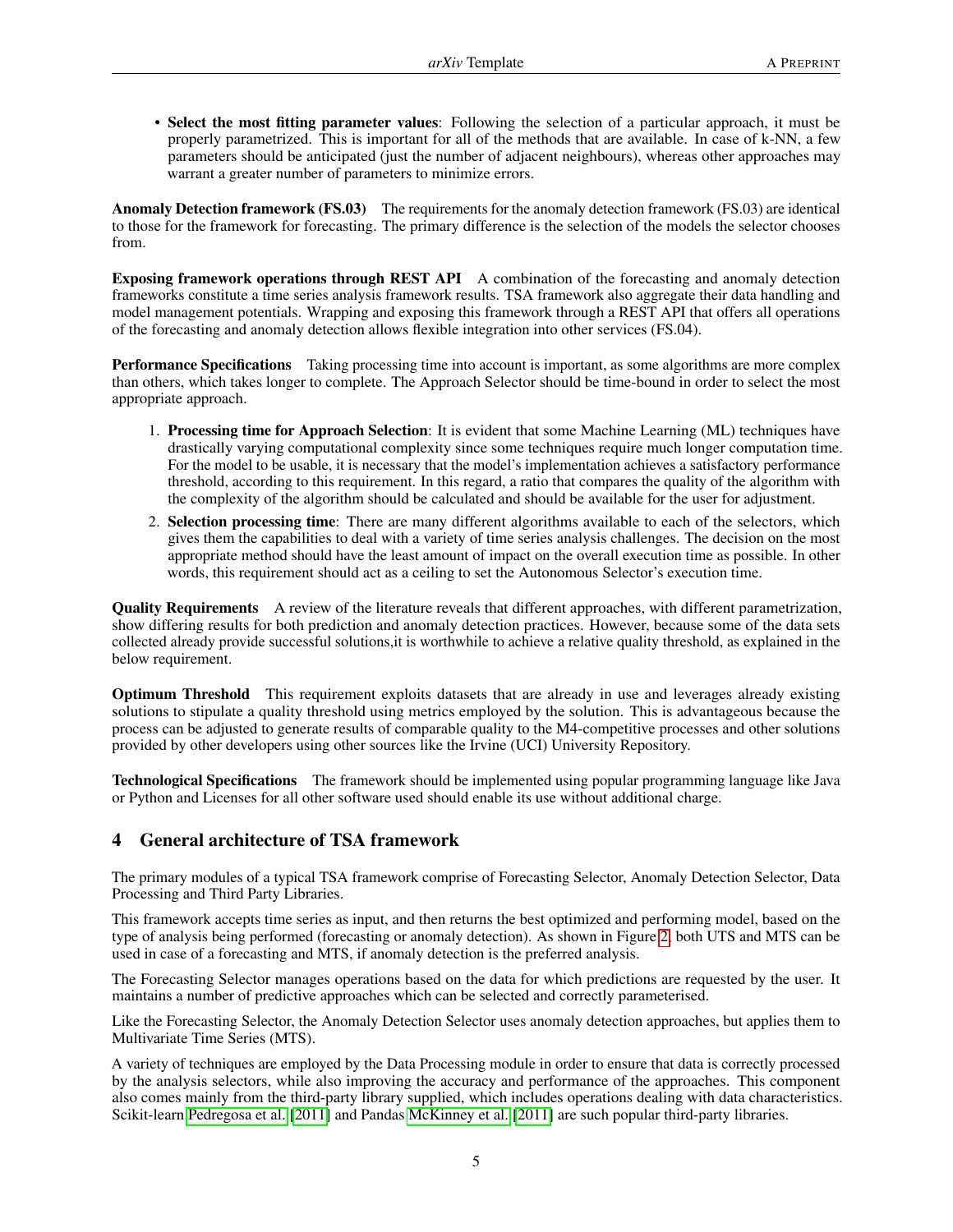- **Select the most fitting parameter values**: Following the selection of a particular approach, it must be properly parametrized. This is important for all of the methods that are available. In case of k-NN, a few parameters should be anticipated (just the number of adjacent neighbours), whereas other approaches may warrant a greater number of parameters to minimize errors.

**Anomaly Detection framework (FS.03)** The requirements for the anomaly detection framework (FS.03) are identical to those for the framework for forecasting. The primary difference is the selection of the models the selector chooses from.

**Exposing framework operations through REST API** A combination of the forecasting and anomaly detection frameworks constitute a time series analysis framework results. TSA framework also aggregate their data handling and model management potentials. Wrapping and exposing this framework through a REST API that offers all operations of the forecasting and anomaly detection allows flexible integration into other services (FS.04).

**Performance Specifications** Taking processing time into account is important, as some algorithms are more complex than others, which takes longer to complete. The Approach Selector should be time-bound in order to select the most appropriate approach.

1. **Processing time for Approach Selection**: It is evident that some Machine Learning (ML) techniques have drastically varying computational complexity since some techniques require much longer computation time. For the model to be usable, it is necessary that the model's implementation achieves a satisfactory performance threshold, according to this requirement. In this regard, a ratio that compares the quality of the algorithm with the complexity of the algorithm should be calculated and should be available for the user for adjustment.
2. **Selection processing time**: There are many different algorithms available to each of the selectors, which gives them the capabilities to deal with a variety of time series analysis challenges. The decision on the most appropriate method should have the least amount of impact on the overall execution time as possible. In other words, this requirement should act as a ceiling to set the Autonomous Selector's execution time.

**Quality Requirements** A review of the literature reveals that different approaches, with different parametrization, show differing results for both prediction and anomaly detection practices. However, because some of the data sets collected already provide successful solutions,it is worthwhile to achieve a relative quality threshold, as explained in the below requirement.

**Optimum Threshold** This requirement exploits datasets that are already in use and leverages already existing solutions to stipulate a quality threshold using metrics employed by the solution. This is advantageous because the process can be adjusted to generate results of comparable quality to the M4-competitive processes and other solutions provided by other developers using other sources like the Irvine (UCI) University Repository.

**Technological Specifications** The framework should be implemented using popular programming language like Java or Python and Licenses for all other software used should enable its use without additional charge.

## 4 General architecture of TSA framework

The primary modules of a typical TSA framework comprise of Forecasting Selector, Anomaly Detection Selector, Data Processing and Third Party Libraries.

This framework accepts time series as input, and then returns the best optimized and performing model, based on the type of analysis being performed (forecasting or anomaly detection). As shown in Figure 2, both UTS and MTS can be used in case of a forecasting and MTS, if anomaly detection is the preferred analysis.

The Forecasting Selector manages operations based on the data for which predictions are requested by the user. It maintains a number of predictive approaches which can be selected and correctly parameterised.

Like the Forecasting Selector, the Anomaly Detection Selector uses anomaly detection approaches, but applies them to Multivariate Time Series (MTS).

A variety of techniques are employed by the Data Processing module in order to ensure that data is correctly processed by the analysis selectors, while also improving the accuracy and performance of the approaches. This component also comes mainly from the third-party library supplied, which includes operations dealing with data characteristics. Scikit-learn Pedregosa et al. [2011] and Pandas McKinney et al. [2011] are such popular third-party libraries.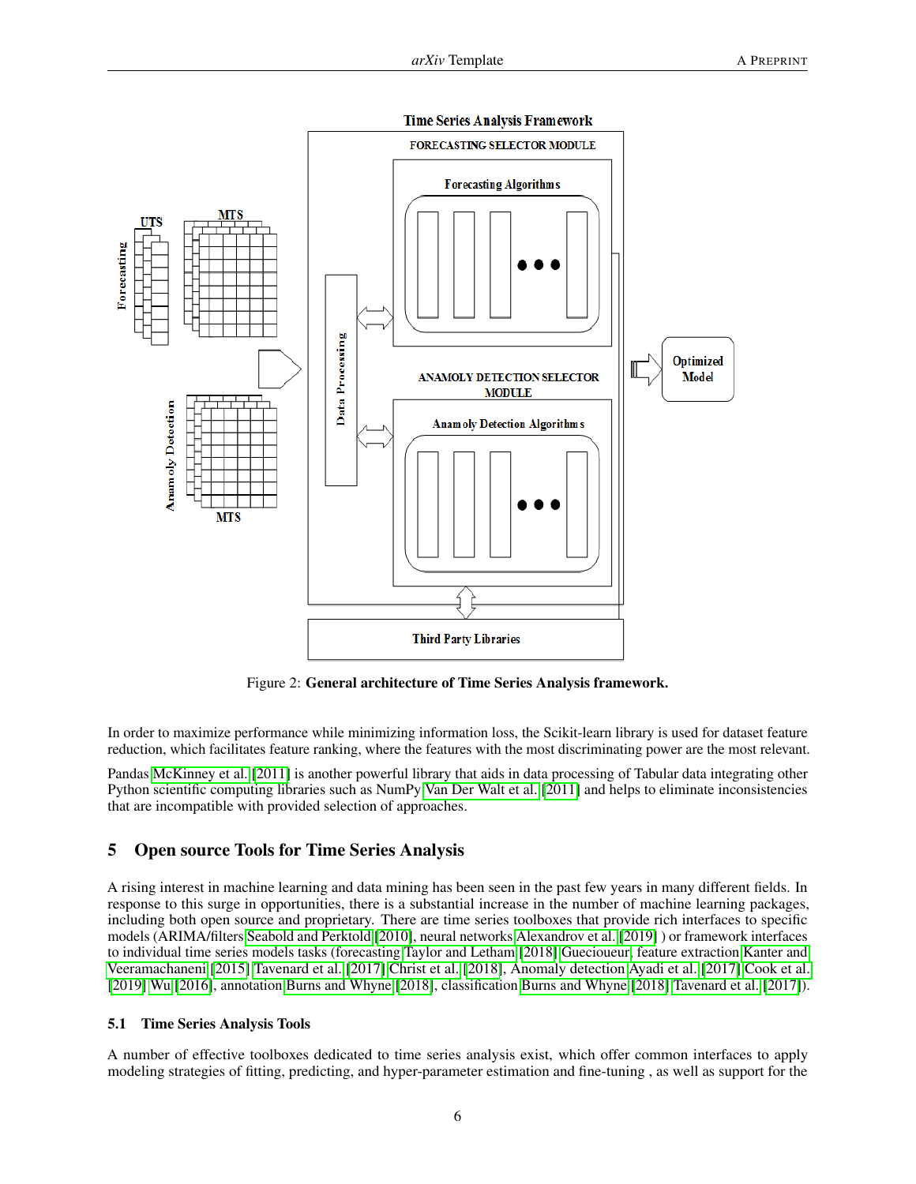Figure 2: **General architecture of Time Series Analysis framework.**

In order to maximize performance while minimizing information loss, the Scikit-learn library is used for dataset feature reduction, which facilitates feature ranking, where the features with the most discriminating power are the most relevant.

Pandas McKinney et al. [2011] is another powerful library that aids in data processing of Tabular data integrating other Python scientific computing libraries such as NumPy Van Der Walt et al. [2011] and helps to eliminate inconsistencies that are incompatible with provided selection of approaches.

## 5 Open source Tools for Time Series Analysis

A rising interest in machine learning and data mining has been seen in the past few years in many different fields. In response to this surge in opportunities, there is a substantial increase in the number of machine learning packages, including both open source and proprietary. There are time series toolboxes that provide rich interfaces to specific models (ARIMA/filters Seabold and Perktold [2010], neural networks Alexandrov et al. [2019] ) or framework interfaces to individual time series models tasks (forecasting Taylor and Letham [2018] Guecioueur, feature extraction Kanter and Veeramachaneni [2015] Tavenard et al. [2017] Christ et al. [2018], Anomaly detection Ayadi et al. [2017] Cook et al. [2019] Wu [2016], annotation Burns and Whyne [2018], classification Burns and Whyne [2018] Tavenard et al. [2017]).

### 5.1 Time Series Analysis Tools

A number of effective toolboxes dedicated to time series analysis exist, which offer common interfaces to apply modeling strategies of fitting, predicting, and hyper-parameter estimation and fine-tuning , as well as support for the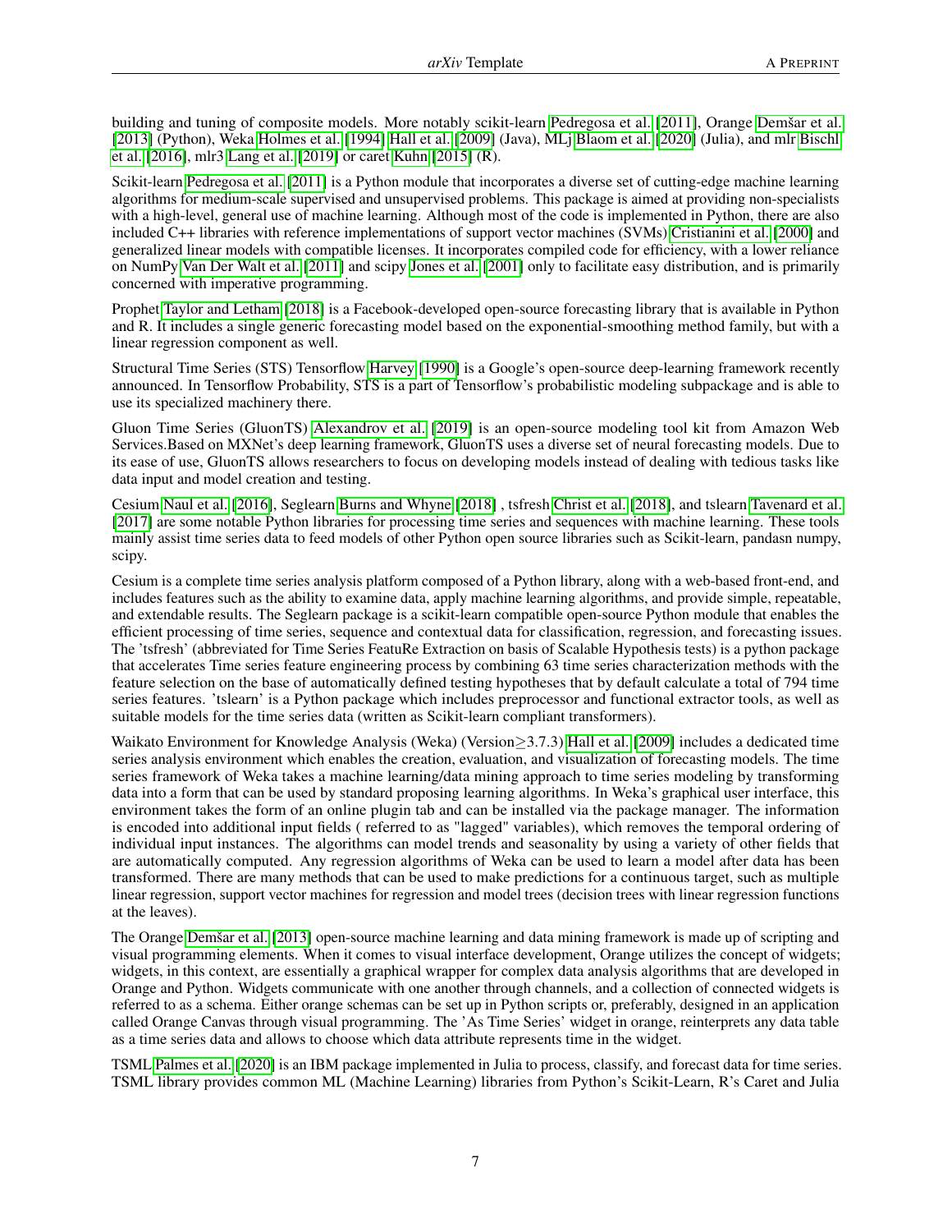building and tuning of composite models. More notably scikit-learn Pedregosa et al. [2011], Orange Demšar et al. [2013] (Python), Weka Holmes et al. [1994] Hall et al. [2009] (Java), MLj Blaom et al. [2020] (Julia), and mlr Bischl et al. [2016], mlr3 Lang et al. [2019] or caret Kuhn [2015] (R).

Scikit-learn Pedregosa et al. [2011] is a Python module that incorporates a diverse set of cutting-edge machine learning algorithms for medium-scale supervised and unsupervised problems. This package is aimed at providing non-specialists with a high-level, general use of machine learning. Although most of the code is implemented in Python, there are also included C++ libraries with reference implementations of support vector machines (SVMs) Cristianini et al. [2000] and generalized linear models with compatible licenses. It incorporates compiled code for efficiency, with a lower reliance on NumPy Van Der Walt et al. [2011] and scipy Jones et al. [2001] only to facilitate easy distribution, and is primarily concerned with imperative programming.

Prophet Taylor and Letham [2018] is a Facebook-developed open-source forecasting library that is available in Python and R. It includes a single generic forecasting model based on the exponential-smoothing method family, but with a linear regression component as well.

Structural Time Series (STS) Tensorflow Harvey [1990] is a Google's open-source deep-learning framework recently announced. In Tensorflow Probability, STS is a part of Tensorflow's probabilistic modeling subpackage and is able to use its specialized machinery there.

Gluon Time Series (GluonTS) Alexandrov et al. [2019] is an open-source modeling tool kit from Amazon Web Services.Based on MXNet's deep learning framework, GluonTS uses a diverse set of neural forecasting models. Due to its ease of use, GluonTS allows researchers to focus on developing models instead of dealing with tedious tasks like data input and model creation and testing.

Cesium Naul et al. [2016], Seglearn Burns and Whyne [2018] , tsfresh Christ et al. [2018], and tslearn Tavenard et al. [2017] are some notable Python libraries for processing time series and sequences with machine learning. These tools mainly assist time series data to feed models of other Python open source libraries such as Scikit-learn, pandasn numpy, scipy.

Cesium is a complete time series analysis platform composed of a Python library, along with a web-based front-end, and includes features such as the ability to examine data, apply machine learning algorithms, and provide simple, repeatable, and extendable results. The Seglearn package is a scikit-learn compatible open-source Python module that enables the efficient processing of time series, sequence and contextual data for classification, regression, and forecasting issues. The 'tsfresh' (abbreviated for Time Series FeatuRe Extraction on basis of Scalable Hypothesis tests) is a python package that accelerates Time series feature engineering process by combining 63 time series characterization methods with the feature selection on the base of automatically defined testing hypotheses that by default calculate a total of 794 time series features. 'tslearn' is a Python package which includes preprocessor and functional extractor tools, as well as suitable models for the time series data (written as Scikit-learn compliant transformers).

Waikato Environment for Knowledge Analysis (Weka) (Version$\geq$3.7.3) Hall et al. [2009] includes a dedicated time series analysis environment which enables the creation, evaluation, and visualization of forecasting models. The time series framework of Weka takes a machine learning/data mining approach to time series modeling by transforming data into a form that can be used by standard proposing learning algorithms. In Weka's graphical user interface, this environment takes the form of an online plugin tab and can be installed via the package manager. The information is encoded into additional input fields ( referred to as "lagged" variables), which removes the temporal ordering of individual input instances. The algorithms can model trends and seasonality by using a variety of other fields that are automatically computed. Any regression algorithms of Weka can be used to learn a model after data has been transformed. There are many methods that can be used to make predictions for a continuous target, such as multiple linear regression, support vector machines for regression and model trees (decision trees with linear regression functions at the leaves).

The Orange Demšar et al. [2013] open-source machine learning and data mining framework is made up of scripting and visual programming elements. When it comes to visual interface development, Orange utilizes the concept of widgets; widgets, in this context, are essentially a graphical wrapper for complex data analysis algorithms that are developed in Orange and Python. Widgets communicate with one another through channels, and a collection of connected widgets is referred to as a schema. Either orange schemas can be set up in Python scripts or, preferably, designed in an application called Orange Canvas through visual programming. The 'As Time Series' widget in orange, reinterprets any data table as a time series data and allows to choose which data attribute represents time in the widget.

TSML Palmes et al. [2020] is an IBM package implemented in Julia to process, classify, and forecast data for time series. TSML library provides common ML (Machine Learning) libraries from Python's Scikit-Learn, R's Caret and Julia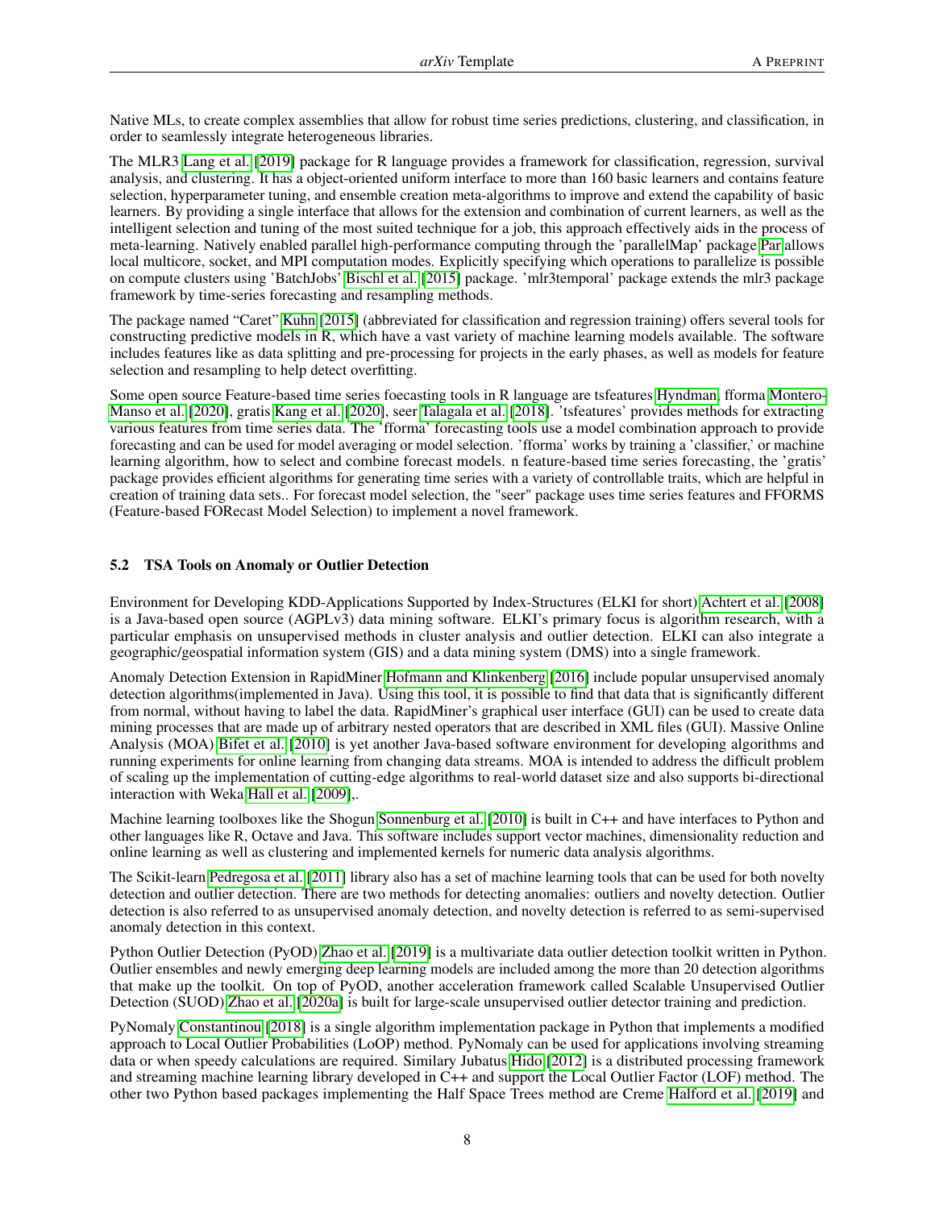Native MLs, to create complex assemblies that allow for robust time series predictions, clustering, and classification, in order to seamlessly integrate heterogeneous libraries.

The MLR3 Lang et al. [2019] package for R language provides a framework for classification, regression, survival analysis, and clustering. It has a object-oriented uniform interface to more than 160 basic learners and contains feature selection, hyperparameter tuning, and ensemble creation meta-algorithms to improve and extend the capability of basic learners. By providing a single interface that allows for the extension and combination of current learners, as well as the intelligent selection and tuning of the most suited technique for a job, this approach effectively aids in the process of meta-learning. Natively enabled parallel high-performance computing through the 'parallelMap' package Par allows local multicore, socket, and MPI computation modes. Explicitly specifying which operations to parallelize is possible on compute clusters using 'BatchJobs' Bischl et al. [2015] package. 'mlr3temporal' package extends the mlr3 package framework by time-series forecasting and resampling methods.

The package named "Caret" Kuhn [2015] (abbreviated for classification and regression training) offers several tools for constructing predictive models in R, which have a vast variety of machine learning models available. The software includes features like as data splitting and pre-processing for projects in the early phases, as well as models for feature selection and resampling to help detect overfitting.

Some open source Feature-based time series foecasting tools in R language are tsfeatures Hyndman, fforma Montero-Manso et al. [2020], gratis Kang et al. [2020], seer Talagala et al. [2018]. 'tsfeatures' provides methods for extracting various features from time series data. The 'fforma' forecasting tools use a model combination approach to provide forecasting and can be used for model averaging or model selection. 'fforma' works by training a 'classifier,' or machine learning algorithm, how to select and combine forecast models. n feature-based time series forecasting, the 'gratis' package provides efficient algorithms for generating time series with a variety of controllable traits, which are helpful in creation of training data sets.. For forecast model selection, the "seer" package uses time series features and FFORMS (Feature-based FORecast Model Selection) to implement a novel framework.

### 5.2 TSA Tools on Anomaly or Outlier Detection

Environment for Developing KDD-Applications Supported by Index-Structures (ELKI for short) Achtert et al. [2008] is a Java-based open source (AGPLv3) data mining software. ELKI's primary focus is algorithm research, with a particular emphasis on unsupervised methods in cluster analysis and outlier detection. ELKI can also integrate a geographic/geospatial information system (GIS) and a data mining system (DMS) into a single framework.

Anomaly Detection Extension in RapidMiner Hofmann and Klinkenberg [2016] include popular unsupervised anomaly detection algorithms(implemented in Java). Using this tool, it is possible to find that data that is significantly different from normal, without having to label the data. RapidMiner's graphical user interface (GUI) can be used to create data mining processes that are made up of arbitrary nested operators that are described in XML files (GUI). Massive Online Analysis (MOA) Bifet et al. [2010] is yet another Java-based software environment for developing algorithms and running experiments for online learning from changing data streams. MOA is intended to address the difficult problem of scaling up the implementation of cutting-edge algorithms to real-world dataset size and also supports bi-directional interaction with Weka Hall et al. [2009],.

Machine learning toolboxes like the Shogun Sonnenburg et al. [2010] is built in C++ and have interfaces to Python and other languages like R, Octave and Java. This software includes support vector machines, dimensionality reduction and online learning as well as clustering and implemented kernels for numeric data analysis algorithms.

The Scikit-learn Pedregosa et al. [2011] library also has a set of machine learning tools that can be used for both novelty detection and outlier detection. There are two methods for detecting anomalies: outliers and novelty detection. Outlier detection is also referred to as unsupervised anomaly detection, and novelty detection is referred to as semi-supervised anomaly detection in this context.

Python Outlier Detection (PyOD) Zhao et al. [2019] is a multivariate data outlier detection toolkit written in Python. Outlier ensembles and newly emerging deep learning models are included among the more than 20 detection algorithms that make up the toolkit. On top of PyOD, another acceleration framework called Scalable Unsupervised Outlier Detection (SUOD) Zhao et al. [2020a] is built for large-scale unsupervised outlier detector training and prediction.

PyNomaly Constantinou [2018] is a single algorithm implementation package in Python that implements a modified approach to Local Outlier Probabilities (LoOP) method. PyNomaly can be used for applications involving streaming data or when speedy calculations are required. Similary Jubatus Hido [2012] is a distributed processing framework and streaming machine learning library developed in C++ and support the Local Outlier Factor (LOF) method. The other two Python based packages implementing the Half Space Trees method are Creme Halford et al. [2019] and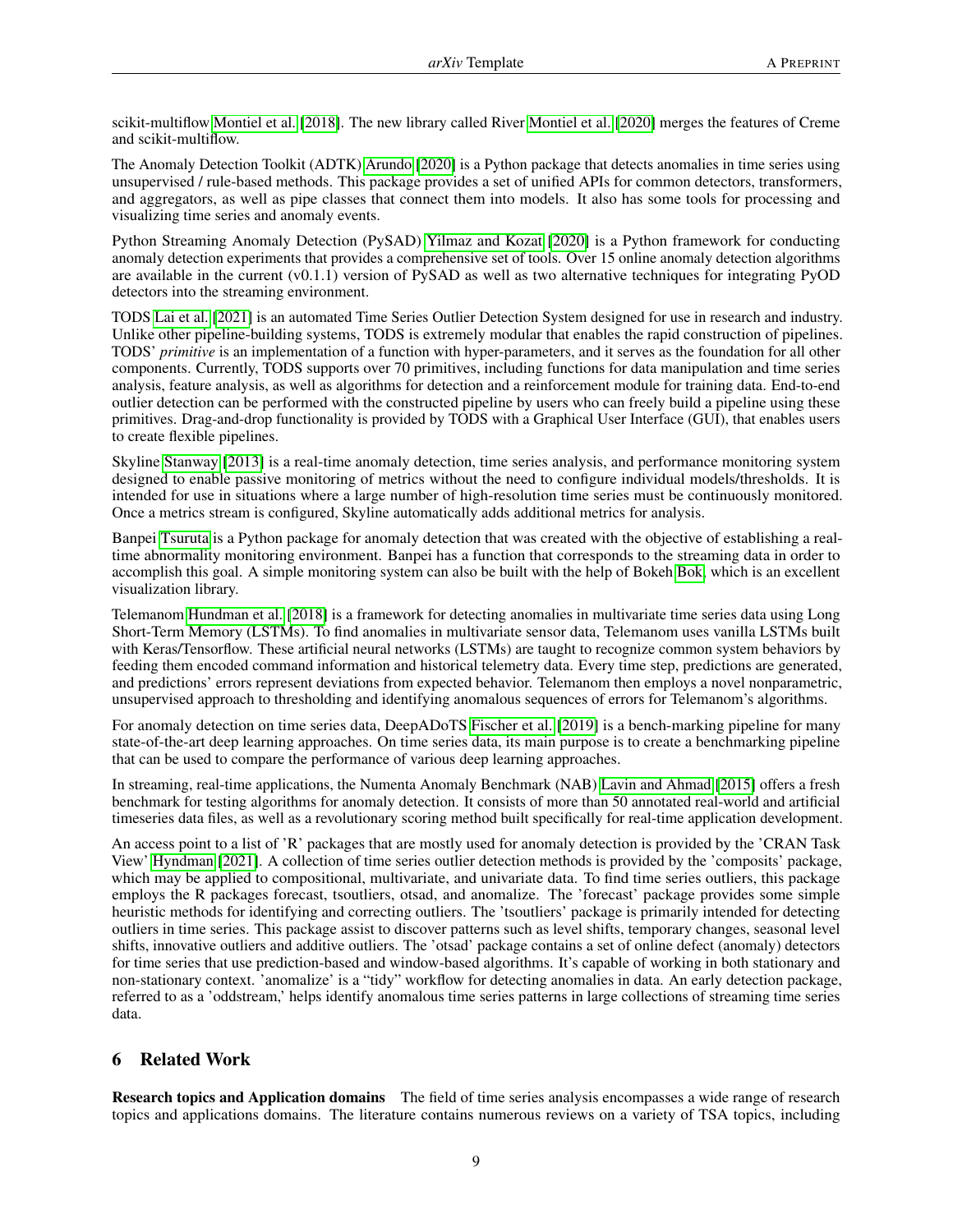scikit-multiflow Montiel et al. [2018]. The new library called River Montiel et al. [2020] merges the features of Creme and scikit-multiflow.

The Anomaly Detection Toolkit (ADTK) Arundo [2020] is a Python package that detects anomalies in time series using unsupervised / rule-based methods. This package provides a set of unified APIs for common detectors, transformers, and aggregators, as well as pipe classes that connect them into models. It also has some tools for processing and visualizing time series and anomaly events.

Python Streaming Anomaly Detection (PySAD) Yilmaz and Kozat [2020] is a Python framework for conducting anomaly detection experiments that provides a comprehensive set of tools. Over 15 online anomaly detection algorithms are available in the current (v0.1.1) version of PySAD as well as two alternative techniques for integrating PyOD detectors into the streaming environment.

TODS Lai et al. [2021] is an automated Time Series Outlier Detection System designed for use in research and industry. Unlike other pipeline-building systems, TODS is extremely modular that enables the rapid construction of pipelines. TODS' *primitive* is an implementation of a function with hyper-parameters, and it serves as the foundation for all other components. Currently, TODS supports over 70 primitives, including functions for data manipulation and time series analysis, feature analysis, as well as algorithms for detection and a reinforcement module for training data. End-to-end outlier detection can be performed with the constructed pipeline by users who can freely build a pipeline using these primitives. Drag-and-drop functionality is provided by TODS with a Graphical User Interface (GUI), that enables users to create flexible pipelines.

Skyline Stanway [2013] is a real-time anomaly detection, time series analysis, and performance monitoring system designed to enable passive monitoring of metrics without the need to configure individual models/thresholds. It is intended for use in situations where a large number of high-resolution time series must be continuously monitored. Once a metrics stream is configured, Skyline automatically adds additional metrics for analysis.

Banpei Tsuruta is a Python package for anomaly detection that was created with the objective of establishing a real-time abnormality monitoring environment. Banpei has a function that corresponds to the streaming data in order to accomplish this goal. A simple monitoring system can also be built with the help of Bokeh Bok, which is an excellent visualization library.

Telemanom Hundman et al. [2018] is a framework for detecting anomalies in multivariate time series data using Long Short-Term Memory (LSTMs). To find anomalies in multivariate sensor data, Telemanom uses vanilla LSTMs built with Keras/Tensorflow. These artificial neural networks (LSTMs) are taught to recognize common system behaviors by feeding them encoded command information and historical telemetry data. Every time step, predictions are generated, and predictions' errors represent deviations from expected behavior. Telemanom then employs a novel nonparametric, unsupervised approach to thresholding and identifying anomalous sequences of errors for Telemanom's algorithms.

For anomaly detection on time series data, DeepADoTS Fischer et al. [2019] is a bench-marking pipeline for many state-of-the-art deep learning approaches. On time series data, its main purpose is to create a benchmarking pipeline that can be used to compare the performance of various deep learning approaches.

In streaming, real-time applications, the Numenta Anomaly Benchmark (NAB) Lavin and Ahmad [2015] offers a fresh benchmark for testing algorithms for anomaly detection. It consists of more than 50 annotated real-world and artificial timeseries data files, as well as a revolutionary scoring method built specifically for real-time application development.

An access point to a list of 'R' packages that are mostly used for anomaly detection is provided by the 'CRAN Task View' Hyndman [2021]. A collection of time series outlier detection methods is provided by the 'composits' package, which may be applied to compositional, multivariate, and univariate data. To find time series outliers, this package employs the R packages forecast, tsoutliers, otsad, and anomalize. The 'forecast' package provides some simple heuristic methods for identifying and correcting outliers. The 'tsoutliers' package is primarily intended for detecting outliers in time series. This package assist to discover patterns such as level shifts, temporary changes, seasonal level shifts, innovative outliers and additive outliers. The 'otsad' package contains a set of online defect (anomaly) detectors for time series that use prediction-based and window-based algorithms. It's capable of working in both stationary and non-stationary context. 'anomalize' is a "tidy" workflow for detecting anomalies in data. An early detection package, referred to as a 'oddstream,' helps identify anomalous time series patterns in large collections of streaming time series data.

## 6 Related Work

**Research topics and Application domains** The field of time series analysis encompasses a wide range of research topics and applications domains. The literature contains numerous reviews on a variety of TSA topics, including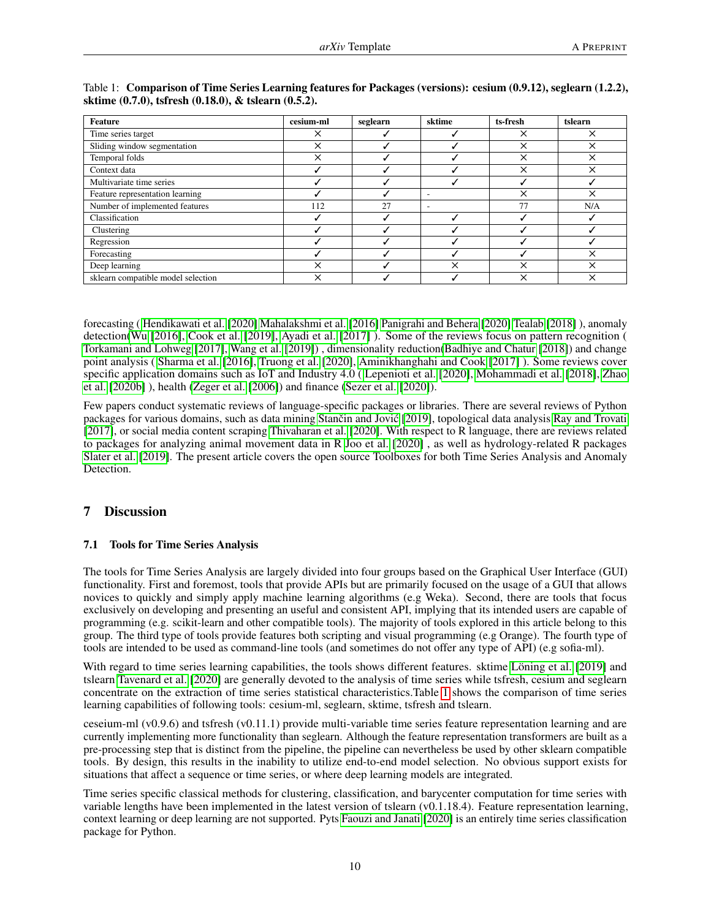Table 1: **Comparison of Time Series Learning features for Packages (versions): cesium (0.9.12), seglearn (1.2.2), sktime (0.7.0), tsfresh (0.18.0), & tslearn (0.5.2).**

| Feature | cesium-ml | seglearn | sktime | ts-fresh | tslearn |
|---|---|---|---|---|---|
| Time series target | × | ✓ | ✓ | × | × |
| Sliding window segmentation | × | ✓ | ✓ | × | × |
| Temporal folds | × | ✓ | ✓ | × | × |
| Context data | ✓ | ✓ | ✓ | × | × |
| Multivariate time series | ✓ | ✓ | ✓ | ✓ | ✓ |
| Feature representation learning | ✓ | ✓ | - | × | × |
| Number of implemented features | 112 | 27 | - | 77 | N/A |
| Classification | ✓ | ✓ | ✓ | ✓ | ✓ |
| Clustering | ✓ | ✓ | ✓ | ✓ | ✓ |
| Regression | ✓ | ✓ | ✓ | ✓ | ✓ |
| Forecasting | ✓ | ✓ | ✓ | ✓ | × |
| Deep learning | × | ✓ | × | × | × |
| sklearn compatible model selection | × | ✓ | ✓ | × | × |

forecasting ( Hendikawati et al. [2020] Mahalakshmi et al. [2016] Panigrahi and Behera [2020] Tealab [2018] ), anomaly detection(Wu [2016], Cook et al. [2019], Ayadi et al. [2017] ). Some of the reviews focus on pattern recognition ( Torkamani and Lohweg [2017], Wang et al. [2019]) , dimensionality reduction(Badhiye and Chatur [2018]) and change point analysis ( Sharma et al. [2016], Truong et al. [2020], Aminikhanghahi and Cook [2017] ). Some reviews cover specific application domains such as IoT and Industry 4.0 ( Lepenioti et al. [2020], Mohammadi et al. [2018], Zhao et al. [2020b] ), health (Zeger et al. [2006]) and finance (Sezer et al. [2020]).

Few papers conduct systematic reviews of language-specific packages or libraries. There are several reviews of Python packages for various domains, such as data mining Stančin and Jović [2019], topological data analysis Ray and Trovati [2017], or social media content scraping Thivaharan et al. [2020]. With respect to R language, there are reviews related to packages for analyzing animal movement data in R Joo et al. [2020] , as well as hydrology-related R packages Slater et al. [2019]. The present article covers the open source Toolboxes for both Time Series Analysis and Anomaly Detection.

## 7 Discussion

### 7.1 Tools for Time Series Analysis

The tools for Time Series Analysis are largely divided into four groups based on the Graphical User Interface (GUI) functionality. First and foremost, tools that provide APIs but are primarily focused on the usage of a GUI that allows novices to quickly and simply apply machine learning algorithms (e.g Weka). Second, there are tools that focus exclusively on developing and presenting an useful and consistent API, implying that its intended users are capable of programming (e.g. scikit-learn and other compatible tools). The majority of tools explored in this article belong to this group. The third type of tools provide features both scripting and visual programming (e.g Orange). The fourth type of tools are intended to be used as command-line tools (and sometimes do not offer any type of API) (e.g sofia-ml).

With regard to time series learning capabilities, the tools shows different features. sktime Löning et al. [2019] and tslearn Tavenard et al. [2020] are generally devoted to the analysis of time series while tsfresh, cesium and seglearn concentrate on the extraction of time series statistical characteristics.Table 1 shows the comparison of time series learning capabilities of following tools: cesium-ml, seglearn, sktime, tsfresh and tslearn.

ceseium-ml (v0.9.6) and tsfresh (v0.11.1) provide multi-variable time series feature representation learning and are currently implementing more functionality than seglearn. Although the feature representation transformers are built as a pre-processing step that is distinct from the pipeline, the pipeline can nevertheless be used by other sklearn compatible tools. By design, this results in the inability to utilize end-to-end model selection. No obvious support exists for situations that affect a sequence or time series, or where deep learning models are integrated.

Time series specific classical methods for clustering, classification, and barycenter computation for time series with variable lengths have been implemented in the latest version of tslearn (v0.1.18.4). Feature representation learning, context learning or deep learning are not supported. Pyts Faouzi and Janati [2020] is an entirely time series classification package for Python.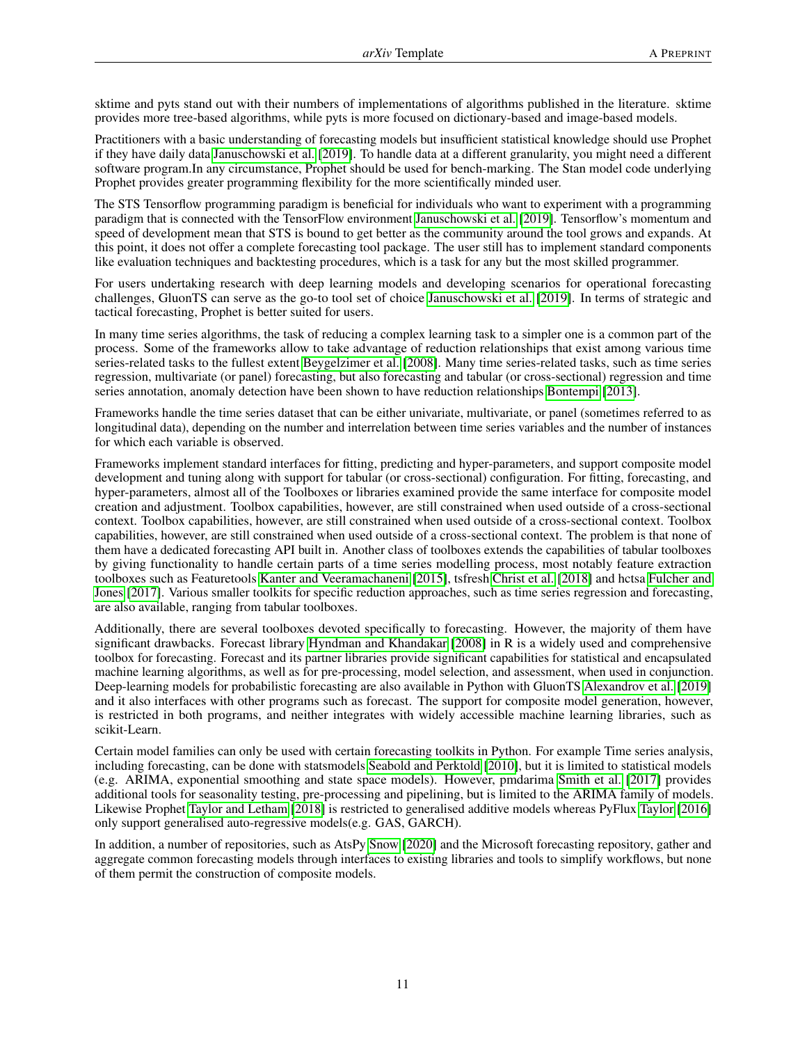sktime and pyts stand out with their numbers of implementations of algorithms published in the literature. sktime provides more tree-based algorithms, while pyts is more focused on dictionary-based and image-based models.

Practitioners with a basic understanding of forecasting models but insufficient statistical knowledge should use Prophet if they have daily data Januschowski et al. [2019]. To handle data at a different granularity, you might need a different software program.In any circumstance, Prophet should be used for bench-marking. The Stan model code underlying Prophet provides greater programming flexibility for the more scientifically minded user.

The STS Tensorflow programming paradigm is beneficial for individuals who want to experiment with a programming paradigm that is connected with the TensorFlow environment Januschowski et al. [2019]. Tensorflow's momentum and speed of development mean that STS is bound to get better as the community around the tool grows and expands. At this point, it does not offer a complete forecasting tool package. The user still has to implement standard components like evaluation techniques and backtesting procedures, which is a task for any but the most skilled programmer.

For users undertaking research with deep learning models and developing scenarios for operational forecasting challenges, GluonTS can serve as the go-to tool set of choice Januschowski et al. [2019]. In terms of strategic and tactical forecasting, Prophet is better suited for users.

In many time series algorithms, the task of reducing a complex learning task to a simpler one is a common part of the process. Some of the frameworks allow to take advantage of reduction relationships that exist among various time series-related tasks to the fullest extent Beygelzimer et al. [2008]. Many time series-related tasks, such as time series regression, multivariate (or panel) forecasting, but also forecasting and tabular (or cross-sectional) regression and time series annotation, anomaly detection have been shown to have reduction relationships Bontempi [2013].

Frameworks handle the time series dataset that can be either univariate, multivariate, or panel (sometimes referred to as longitudinal data), depending on the number and interrelation between time series variables and the number of instances for which each variable is observed.

Frameworks implement standard interfaces for fitting, predicting and hyper-parameters, and support composite model development and tuning along with support for tabular (or cross-sectional) configuration. For fitting, forecasting, and hyper-parameters, almost all of the Toolboxes or libraries examined provide the same interface for composite model creation and adjustment. Toolbox capabilities, however, are still constrained when used outside of a cross-sectional context. Toolbox capabilities, however, are still constrained when used outside of a cross-sectional context. Toolbox capabilities, however, are still constrained when used outside of a cross-sectional context. The problem is that none of them have a dedicated forecasting API built in. Another class of toolboxes extends the capabilities of tabular toolboxes by giving functionality to handle certain parts of a time series modelling process, most notably feature extraction toolboxes such as Featuretools Kanter and Veeramachaneni [2015], tsfresh Christ et al. [2018] and hctsa Fulcher and Jones [2017]. Various smaller toolkits for specific reduction approaches, such as time series regression and forecasting, are also available, ranging from tabular toolboxes.

Additionally, there are several toolboxes devoted specifically to forecasting. However, the majority of them have significant drawbacks. Forecast library Hyndman and Khandakar [2008] in R is a widely used and comprehensive toolbox for forecasting. Forecast and its partner libraries provide significant capabilities for statistical and encapsulated machine learning algorithms, as well as for pre-processing, model selection, and assessment, when used in conjunction. Deep-learning models for probabilistic forecasting are also available in Python with GluonTS Alexandrov et al. [2019] and it also interfaces with other programs such as forecast. The support for composite model generation, however, is restricted in both programs, and neither integrates with widely accessible machine learning libraries, such as scikit-Learn.

Certain model families can only be used with certain forecasting toolkits in Python. For example Time series analysis, including forecasting, can be done with statsmodels Seabold and Perktold [2010], but it is limited to statistical models (e.g. ARIMA, exponential smoothing and state space models). However, pmdarima Smith et al. [2017] provides additional tools for seasonality testing, pre-processing and pipelining, but is limited to the ARIMA family of models. Likewise Prophet Taylor and Letham [2018] is restricted to generalised additive models whereas PyFlux Taylor [2016] only support generalised auto-regressive models(e.g. GAS, GARCH).

In addition, a number of repositories, such as AtsPy Snow [2020] and the Microsoft forecasting repository, gather and aggregate common forecasting models through interfaces to existing libraries and tools to simplify workflows, but none of them permit the construction of composite models.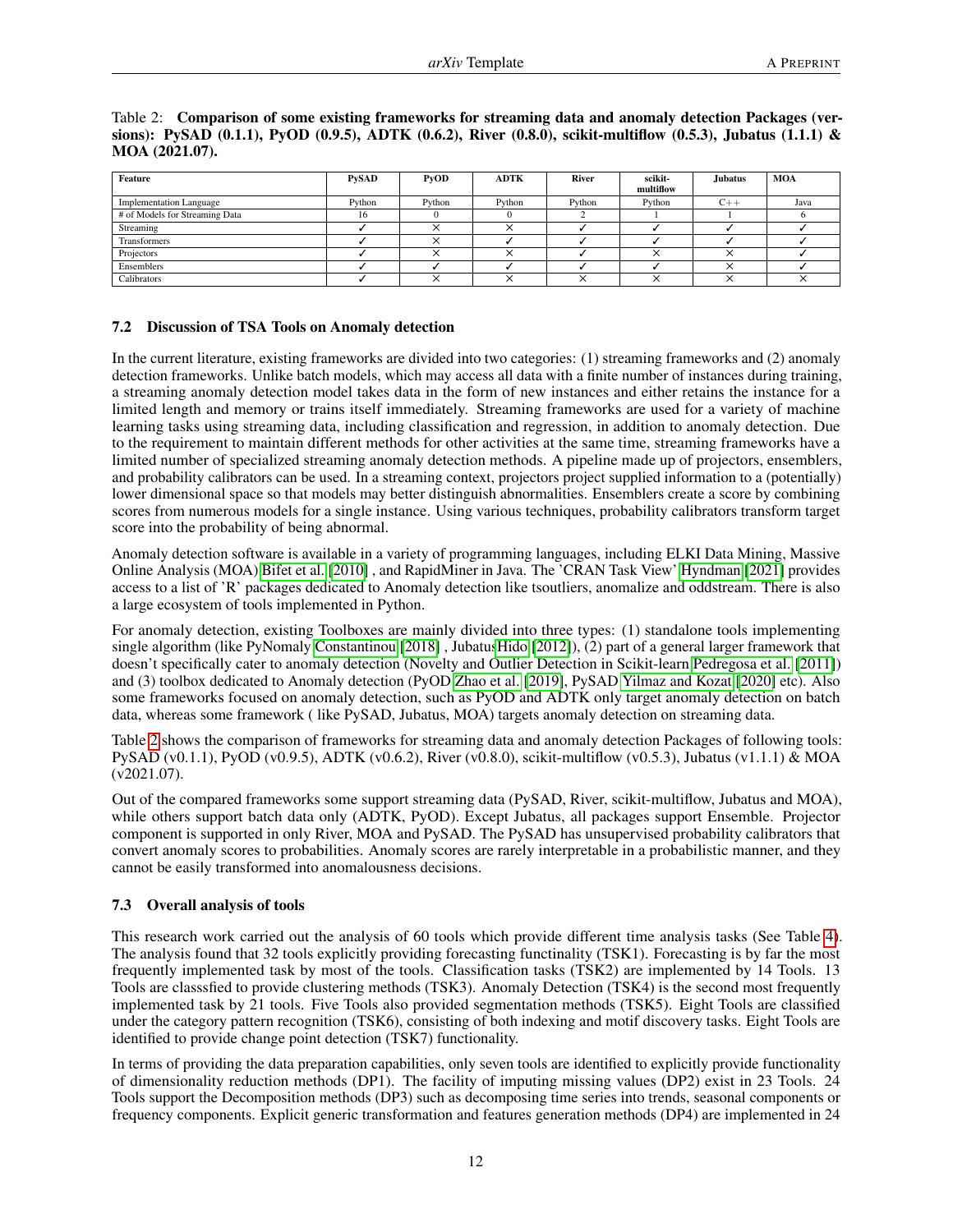Table 2: **Comparison of some existing frameworks for streaming data and anomaly detection Packages (versions): PySAD (0.1.1), PyOD (0.9.5), ADTK (0.6.2), River (0.8.0), scikit-multiflow (0.5.3), Jubatus (1.1.1) & MOA (2021.07).**

| Feature | PySAD | PyOD | ADTK | River | scikit-multiflow | Jubatus | MOA |
|---|---|---|---|---|---|---|---|
| Implementation Language | Python | Python | Python | Python | Python | C++ | Java |
| # of Models for Streaming Data | 16 | 0 | 0 | 2 | 1 | 1 | 6 |
| Streaming | ✓ | × | × | ✓ | ✓ | ✓ | ✓ |
| Transformers | ✓ | × | ✓ | ✓ | ✓ | ✓ | ✓ |
| Projectors | ✓ | × | × | ✓ | × | × | ✓ |
| Ensemblers | ✓ | ✓ | ✓ | ✓ | ✓ | × | ✓ |
| Calibrators | ✓ | × | × | × | × | × | × |

### 7.2 Discussion of TSA Tools on Anomaly detection

In the current literature, existing frameworks are divided into two categories: (1) streaming frameworks and (2) anomaly detection frameworks. Unlike batch models, which may access all data with a finite number of instances during training, a streaming anomaly detection model takes data in the form of new instances and either retains the instance for a limited length and memory or trains itself immediately. Streaming frameworks are used for a variety of machine learning tasks using streaming data, including classification and regression, in addition to anomaly detection. Due to the requirement to maintain different methods for other activities at the same time, streaming frameworks have a limited number of specialized streaming anomaly detection methods. A pipeline made up of projectors, ensemblers, and probability calibrators can be used. In a streaming context, projectors project supplied information to a (potentially) lower dimensional space so that models may better distinguish abnormalities. Ensemblers create a score by combining scores from numerous models for a single instance. Using various techniques, probability calibrators transform target score into the probability of being abnormal.

Anomaly detection software is available in a variety of programming languages, including ELKI Data Mining, Massive Online Analysis (MOA) Bifet et al. [2010] , and RapidMiner in Java. The 'CRAN Task View' Hyndman [2021] provides access to a list of 'R' packages dedicated to Anomaly detection like tsoutliers, anomalize and oddstream. There is also a large ecosystem of tools implemented in Python.

For anomaly detection, existing Toolboxes are mainly divided into three types: (1) standalone tools implementing single algorithm (like PyNomaly Constantinou [2018] , Jubatus Hido [2012]), (2) part of a general larger framework that doesn't specifically cater to anomaly detection (Novelty and Outlier Detection in Scikit-learn Pedregosa et al. [2011]) and (3) toolbox dedicated to Anomaly detection (PyOD Zhao et al. [2019], PySAD Yilmaz and Kozat [2020] etc). Also some frameworks focused on anomaly detection, such as PyOD and ADTK only target anomaly detection on batch data, whereas some framework ( like PySAD, Jubatus, MOA) targets anomaly detection on streaming data.

Table 2 shows the comparison of frameworks for streaming data and anomaly detection Packages of following tools: PySAD (v0.1.1), PyOD (v0.9.5), ADTK (v0.6.2), River (v0.8.0), scikit-multiflow (v0.5.3), Jubatus (v1.1.1) & MOA (v2021.07).

Out of the compared frameworks some support streaming data (PySAD, River, scikit-multiflow, Jubatus and MOA), while others support batch data only (ADTK, PyOD). Except Jubatus, all packages support Ensemble. Projector component is supported in only River, MOA and PySAD. The PySAD has unsupervised probability calibrators that convert anomaly scores to probabilities. Anomaly scores are rarely interpretable in a probabilistic manner, and they cannot be easily transformed into anomalousness decisions.

### 7.3 Overall analysis of tools

This research work carried out the analysis of 60 tools which provide different time analysis tasks (See Table 4). The analysis found that 32 tools explicitly providing forecasting functinality (TSK1). Forecasting is by far the most frequently implemented task by most of the tools. Classification tasks (TSK2) are implemented by 14 Tools. 13 Tools are classsfied to provide clustering methods (TSK3). Anomaly Detection (TSK4) is the second most frequently implemented task by 21 tools. Five Tools also provided segmentation methods (TSK5). Eight Tools are classified under the category pattern recognition (TSK6), consisting of both indexing and motif discovery tasks. Eight Tools are identified to provide change point detection (TSK7) functionality.

In terms of providing the data preparation capabilities, only seven tools are identified to explicitly provide functionality of dimensionality reduction methods (DP1). The facility of imputing missing values (DP2) exist in 23 Tools. 24 Tools support the Decomposition methods (DP3) such as decomposing time series into trends, seasonal components or frequency components. Explicit generic transformation and features generation methods (DP4) are implemented in 24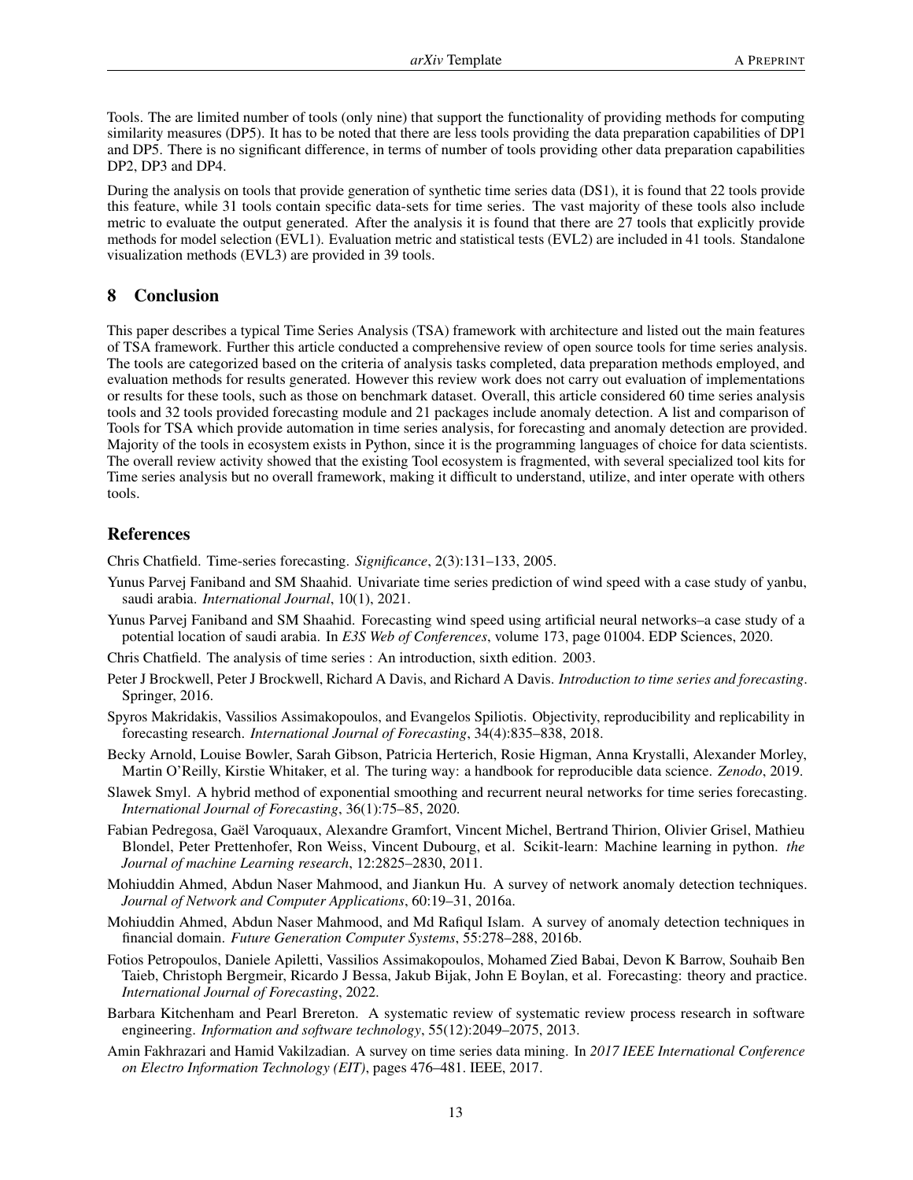Tools. The are limited number of tools (only nine) that support the functionality of providing methods for computing similarity measures (DP5). It has to be noted that there are less tools providing the data preparation capabilities of DP1 and DP5. There is no significant difference, in terms of number of tools providing other data preparation capabilities DP2, DP3 and DP4.

During the analysis on tools that provide generation of synthetic time series data (DS1), it is found that 22 tools provide this feature, while 31 tools contain specific data-sets for time series. The vast majority of these tools also include metric to evaluate the output generated. After the analysis it is found that there are 27 tools that explicitly provide methods for model selection (EVL1). Evaluation metric and statistical tests (EVL2) are included in 41 tools. Standalone visualization methods (EVL3) are provided in 39 tools.

## 8 Conclusion

This paper describes a typical Time Series Analysis (TSA) framework with architecture and listed out the main features of TSA framework. Further this article conducted a comprehensive review of open source tools for time series analysis. The tools are categorized based on the criteria of analysis tasks completed, data preparation methods employed, and evaluation methods for results generated. However this review work does not carry out evaluation of implementations or results for these tools, such as those on benchmark dataset. Overall, this article considered 60 time series analysis tools and 32 tools provided forecasting module and 21 packages include anomaly detection. A list and comparison of Tools for TSA which provide automation in time series analysis, for forecasting and anomaly detection are provided. Majority of the tools in ecosystem exists in Python, since it is the programming languages of choice for data scientists. The overall review activity showed that the existing Tool ecosystem is fragmented, with several specialized tool kits for Time series analysis but no overall framework, making it difficult to understand, utilize, and inter operate with others tools.

## References

Chris Chatfield. Time-series forecasting. *Significance*, 2(3):131–133, 2005.

Yunus Parvej Faniband and SM Shaahid. Univariate time series prediction of wind speed with a case study of yanbu, saudi arabia. *International Journal*, 10(1), 2021.

Yunus Parvej Faniband and SM Shaahid. Forecasting wind speed using artificial neural networks–a case study of a potential location of saudi arabia. In *E3S Web of Conferences*, volume 173, page 01004. EDP Sciences, 2020.

Chris Chatfield. The analysis of time series : An introduction, sixth edition. 2003.

Peter J Brockwell, Peter J Brockwell, Richard A Davis, and Richard A Davis. *Introduction to time series and forecasting*. Springer, 2016.

Spyros Makridakis, Vassilios Assimakopoulos, and Evangelos Spiliotis. Objectivity, reproducibility and replicability in forecasting research. *International Journal of Forecasting*, 34(4):835–838, 2018.

Becky Arnold, Louise Bowler, Sarah Gibson, Patricia Herterich, Rosie Higman, Anna Krystalli, Alexander Morley, Martin O'Reilly, Kirstie Whitaker, et al. The turing way: a handbook for reproducible data science. *Zenodo*, 2019.

Slawek Smyl. A hybrid method of exponential smoothing and recurrent neural networks for time series forecasting. *International Journal of Forecasting*, 36(1):75–85, 2020.

Fabian Pedregosa, Gaël Varoquaux, Alexandre Gramfort, Vincent Michel, Bertrand Thirion, Olivier Grisel, Mathieu Blondel, Peter Prettenhofer, Ron Weiss, Vincent Dubourg, et al. Scikit-learn: Machine learning in python. *the Journal of machine Learning research*, 12:2825–2830, 2011.

Mohiuddin Ahmed, Abdun Naser Mahmood, and Jiankun Hu. A survey of network anomaly detection techniques. *Journal of Network and Computer Applications*, 60:19–31, 2016a.

Mohiuddin Ahmed, Abdun Naser Mahmood, and Md Rafiqul Islam. A survey of anomaly detection techniques in financial domain. *Future Generation Computer Systems*, 55:278–288, 2016b.

Fotios Petropoulos, Daniele Apiletti, Vassilios Assimakopoulos, Mohamed Zied Babai, Devon K Barrow, Souhaib Ben Taieb, Christoph Bergmeir, Ricardo J Bessa, Jakub Bijak, John E Boylan, et al. Forecasting: theory and practice. *International Journal of Forecasting*, 2022.

Barbara Kitchenham and Pearl Brereton. A systematic review of systematic review process research in software engineering. *Information and software technology*, 55(12):2049–2075, 2013.

Amin Fakhrazari and Hamid Vakilzadian. A survey on time series data mining. In *2017 IEEE International Conference on Electro Information Technology (EIT)*, pages 476–481. IEEE, 2017.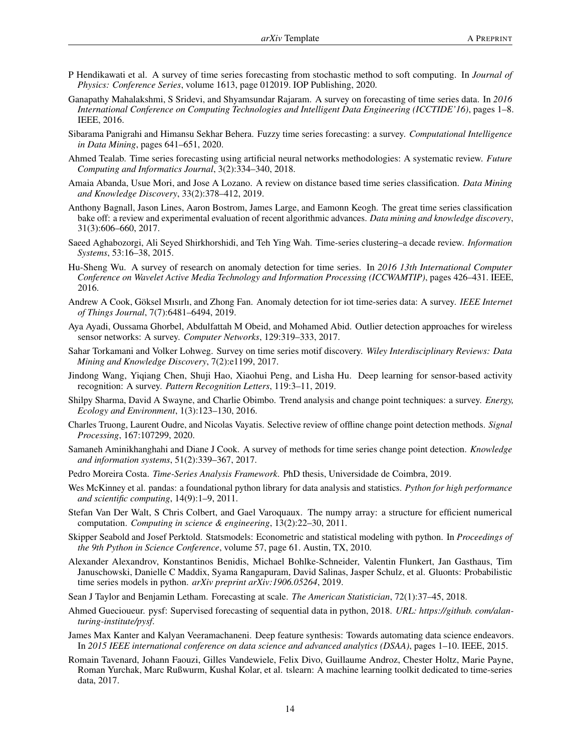P Hendikawati et al. A survey of time series forecasting from stochastic method to soft computing. In *Journal of Physics: Conference Series*, volume 1613, page 012019. IOP Publishing, 2020.

Ganapathy Mahalakshmi, S Sridevi, and Shyamsundar Rajaram. A survey on forecasting of time series data. In *2016 International Conference on Computing Technologies and Intelligent Data Engineering (ICCTIDE'16)*, pages 1–8. IEEE, 2016.

Sibarama Panigrahi and Himansu Sekhar Behera. Fuzzy time series forecasting: a survey. *Computational Intelligence in Data Mining*, pages 641–651, 2020.

Ahmed Tealab. Time series forecasting using artificial neural networks methodologies: A systematic review. *Future Computing and Informatics Journal*, 3(2):334–340, 2018.

Amaia Abanda, Usue Mori, and Jose A Lozano. A review on distance based time series classification. *Data Mining and Knowledge Discovery*, 33(2):378–412, 2019.

Anthony Bagnall, Jason Lines, Aaron Bostrom, James Large, and Eamonn Keogh. The great time series classification bake off: a review and experimental evaluation of recent algorithmic advances. *Data mining and knowledge discovery*, 31(3):606–660, 2017.

Saeed Aghabozorgi, Ali Seyed Shirkhorshidi, and Teh Ying Wah. Time-series clustering–a decade review. *Information Systems*, 53:16–38, 2015.

Hu-Sheng Wu. A survey of research on anomaly detection for time series. In *2016 13th International Computer Conference on Wavelet Active Media Technology and Information Processing (ICCWAMTIP)*, pages 426–431. IEEE, 2016.

Andrew A Cook, Göksel Mısırlı, and Zhong Fan. Anomaly detection for iot time-series data: A survey. *IEEE Internet of Things Journal*, 7(7):6481–6494, 2019.

Aya Ayadi, Oussama Ghorbel, Abdulfattah M Obeid, and Mohamed Abid. Outlier detection approaches for wireless sensor networks: A survey. *Computer Networks*, 129:319–333, 2017.

Sahar Torkamani and Volker Lohweg. Survey on time series motif discovery. *Wiley Interdisciplinary Reviews: Data Mining and Knowledge Discovery*, 7(2):e1199, 2017.

Jindong Wang, Yiqiang Chen, Shuji Hao, Xiaohui Peng, and Lisha Hu. Deep learning for sensor-based activity recognition: A survey. *Pattern Recognition Letters*, 119:3–11, 2019.

Shilpy Sharma, David A Swayne, and Charlie Obimbo. Trend analysis and change point techniques: a survey. *Energy, Ecology and Environment*, 1(3):123–130, 2016.

Charles Truong, Laurent Oudre, and Nicolas Vayatis. Selective review of offline change point detection methods. *Signal Processing*, 167:107299, 2020.

Samaneh Aminikhanghahi and Diane J Cook. A survey of methods for time series change point detection. *Knowledge and information systems*, 51(2):339–367, 2017.

Pedro Moreira Costa. *Time-Series Analysis Framework*. PhD thesis, Universidade de Coimbra, 2019.

Wes McKinney et al. pandas: a foundational python library for data analysis and statistics. *Python for high performance and scientific computing*, 14(9):1–9, 2011.

Stefan Van Der Walt, S Chris Colbert, and Gael Varoquaux. The numpy array: a structure for efficient numerical computation. *Computing in science & engineering*, 13(2):22–30, 2011.

Skipper Seabold and Josef Perktold. Statsmodels: Econometric and statistical modeling with python. In *Proceedings of the 9th Python in Science Conference*, volume 57, page 61. Austin, TX, 2010.

Alexander Alexandrov, Konstantinos Benidis, Michael Bohlke-Schneider, Valentin Flunkert, Jan Gasthaus, Tim Januschowski, Danielle C Maddix, Syama Rangapuram, David Salinas, Jasper Schulz, et al. Gluonts: Probabilistic time series models in python. *arXiv preprint arXiv:1906.05264*, 2019.

Sean J Taylor and Benjamin Letham. Forecasting at scale. *The American Statistician*, 72(1):37–45, 2018.

Ahmed Guecioueur. pysf: Supervised forecasting of sequential data in python, 2018. *URL: https://github. com/alan-turing-institute/pysf*.

James Max Kanter and Kalyan Veeramachaneni. Deep feature synthesis: Towards automating data science endeavors. In *2015 IEEE international conference on data science and advanced analytics (DSAA)*, pages 1–10. IEEE, 2015.

Romain Tavenard, Johann Faouzi, Gilles Vandewiele, Felix Divo, Guillaume Androz, Chester Holtz, Marie Payne, Roman Yurchak, Marc Rußwurm, Kushal Kolar, et al. tslearn: A machine learning toolkit dedicated to time-series data, 2017.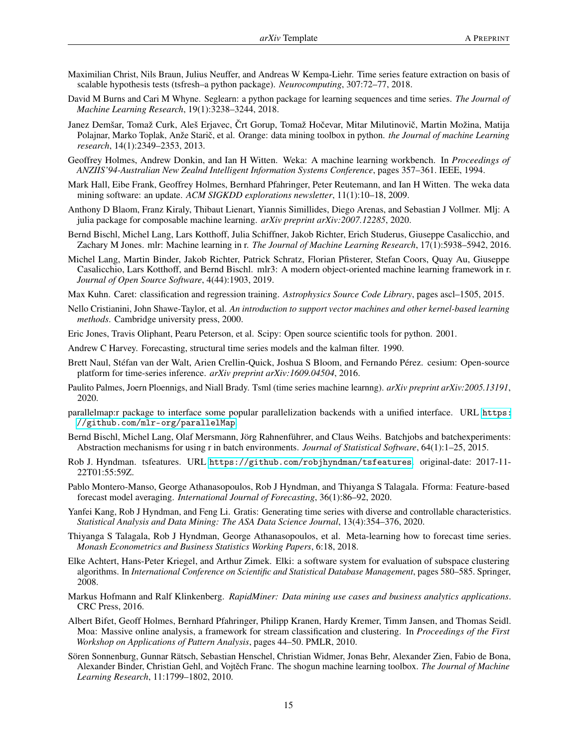Maximilian Christ, Nils Braun, Julius Neuffer, and Andreas W Kempa-Liehr. Time series feature extraction on basis of scalable hypothesis tests (tsfresh–a python package). *Neurocomputing*, 307:72–77, 2018.

David M Burns and Cari M Whyne. Seglearn: a python package for learning sequences and time series. *The Journal of Machine Learning Research*, 19(1):3238–3244, 2018.

Janez Demšar, Tomaž Curk, Aleš Erjavec, Črt Gorup, Tomaž Hočevar, Mitar Milutinovič, Martin Možina, Matija Polajnar, Marko Toplak, Anže Starič, et al. Orange: data mining toolbox in python. *the Journal of machine Learning research*, 14(1):2349–2353, 2013.

Geoffrey Holmes, Andrew Donkin, and Ian H Witten. Weka: A machine learning workbench. In *Proceedings of ANZIIS'94-Australian New Zealnd Intelligent Information Systems Conference*, pages 357–361. IEEE, 1994.

Mark Hall, Eibe Frank, Geoffrey Holmes, Bernhard Pfahringer, Peter Reutemann, and Ian H Witten. The weka data mining software: an update. *ACM SIGKDD explorations newsletter*, 11(1):10–18, 2009.

Anthony D Blaom, Franz Kiraly, Thibaut Lienart, Yiannis Simillides, Diego Arenas, and Sebastian J Vollmer. Mlj: A julia package for composable machine learning. *arXiv preprint arXiv:2007.12285*, 2020.

Bernd Bischl, Michel Lang, Lars Kotthoff, Julia Schiffner, Jakob Richter, Erich Studerus, Giuseppe Casalicchio, and Zachary M Jones. mlr: Machine learning in r. *The Journal of Machine Learning Research*, 17(1):5938–5942, 2016.

Michel Lang, Martin Binder, Jakob Richter, Patrick Schratz, Florian Pfisterer, Stefan Coors, Quay Au, Giuseppe Casalicchio, Lars Kotthoff, and Bernd Bischl. mlr3: A modern object-oriented machine learning framework in r. *Journal of Open Source Software*, 4(44):1903, 2019.

Max Kuhn. Caret: classification and regression training. *Astrophysics Source Code Library*, pages ascl–1505, 2015.

Nello Cristianini, John Shawe-Taylor, et al. *An introduction to support vector machines and other kernel-based learning methods*. Cambridge university press, 2000.

Eric Jones, Travis Oliphant, Pearu Peterson, et al. Scipy: Open source scientific tools for python. 2001.

Andrew C Harvey. Forecasting, structural time series models and the kalman filter. 1990.

Brett Naul, Stéfan van der Walt, Arien Crellin-Quick, Joshua S Bloom, and Fernando Pérez. cesium: Open-source platform for time-series inference. *arXiv preprint arXiv:1609.04504*, 2016.

Paulito Palmes, Joern Ploennigs, and Niall Brady. Tsml (time series machine learnng). *arXiv preprint arXiv:2005.13191*, 2020.

parallelmap:r package to interface some popular parallelization backends with a unified interface. URL https://github.com/mlr-org/parallelMap.

Bernd Bischl, Michel Lang, Olaf Mersmann, Jörg Rahnenführer, and Claus Weihs. Batchjobs and batchexperiments: Abstraction mechanisms for using r in batch environments. *Journal of Statistical Software*, 64(1):1–25, 2015.

Rob J. Hyndman. tsfeatures. URL https://github.com/robjhyndman/tsfeatures. original-date: 2017-11-22T01:55:59Z.

Pablo Montero-Manso, George Athanasopoulos, Rob J Hyndman, and Thiyanga S Talagala. Fforma: Feature-based forecast model averaging. *International Journal of Forecasting*, 36(1):86–92, 2020.

Yanfei Kang, Rob J Hyndman, and Feng Li. Gratis: Generating time series with diverse and controllable characteristics. *Statistical Analysis and Data Mining: The ASA Data Science Journal*, 13(4):354–376, 2020.

Thiyanga S Talagala, Rob J Hyndman, George Athanasopoulos, et al. Meta-learning how to forecast time series. *Monash Econometrics and Business Statistics Working Papers*, 6:18, 2018.

Elke Achtert, Hans-Peter Kriegel, and Arthur Zimek. Elki: a software system for evaluation of subspace clustering algorithms. In *International Conference on Scientific and Statistical Database Management*, pages 580–585. Springer, 2008.

Markus Hofmann and Ralf Klinkenberg. *RapidMiner: Data mining use cases and business analytics applications*. CRC Press, 2016.

Albert Bifet, Geoff Holmes, Bernhard Pfahringer, Philipp Kranen, Hardy Kremer, Timm Jansen, and Thomas Seidl. Moa: Massive online analysis, a framework for stream classification and clustering. In *Proceedings of the First Workshop on Applications of Pattern Analysis*, pages 44–50. PMLR, 2010.

Sören Sonnenburg, Gunnar Rätsch, Sebastian Henschel, Christian Widmer, Jonas Behr, Alexander Zien, Fabio de Bona, Alexander Binder, Christian Gehl, and Vojtěch Franc. The shogun machine learning toolbox. *The Journal of Machine Learning Research*, 11:1799–1802, 2010.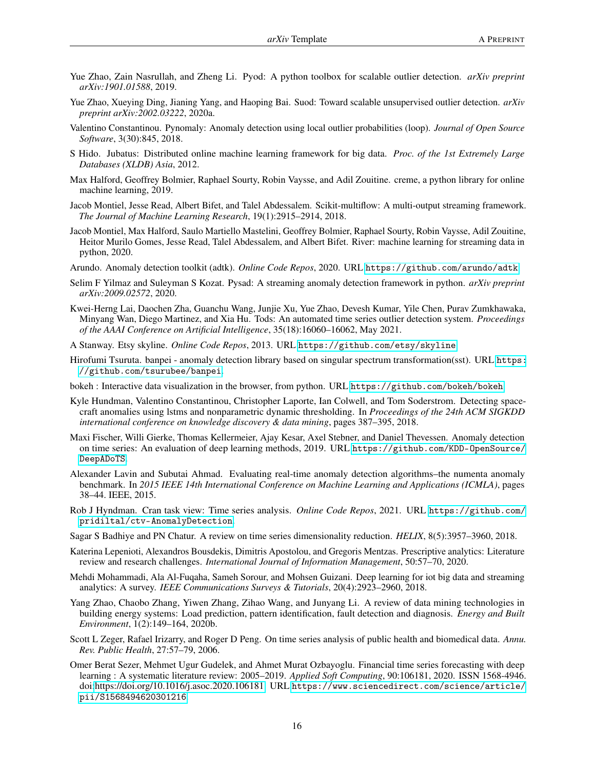Yue Zhao, Zain Nasrullah, and Zheng Li. Pyod: A python toolbox for scalable outlier detection. *arXiv preprint arXiv:1901.01588*, 2019.

Yue Zhao, Xueying Ding, Jianing Yang, and Haoping Bai. Suod: Toward scalable unsupervised outlier detection. *arXiv preprint arXiv:2002.03222*, 2020a.

Valentino Constantinou. Pynomaly: Anomaly detection using local outlier probabilities (loop). *Journal of Open Source Software*, 3(30):845, 2018.

S Hido. Jubatus: Distributed online machine learning framework for big data. *Proc. of the 1st Extremely Large Databases (XLDB) Asia*, 2012.

Max Halford, Geoffrey Bolmier, Raphael Sourty, Robin Vaysse, and Adil Zouitine. creme, a python library for online machine learning, 2019.

Jacob Montiel, Jesse Read, Albert Bifet, and Talel Abdessalem. Scikit-multiflow: A multi-output streaming framework. *The Journal of Machine Learning Research*, 19(1):2915–2914, 2018.

Jacob Montiel, Max Halford, Saulo Martiello Mastelini, Geoffrey Bolmier, Raphael Sourty, Robin Vaysse, Adil Zouitine, Heitor Murilo Gomes, Jesse Read, Talel Abdessalem, and Albert Bifet. River: machine learning for streaming data in python, 2020.

Arundo. Anomaly detection toolkit (adtk). *Online Code Repos*, 2020. URL https://github.com/arundo/adtk.

Selim F Yilmaz and Suleyman S Kozat. Pysad: A streaming anomaly detection framework in python. *arXiv preprint arXiv:2009.02572*, 2020.

Kwei-Herng Lai, Daochen Zha, Guanchu Wang, Junjie Xu, Yue Zhao, Devesh Kumar, Yile Chen, Purav Zumkhawaka, Minyang Wan, Diego Martinez, and Xia Hu. Tods: An automated time series outlier detection system. *Proceedings of the AAAI Conference on Artificial Intelligence*, 35(18):16060–16062, May 2021.

A Stanway. Etsy skyline. *Online Code Repos*, 2013. URL https://github.com/etsy/skyline.

Hirofumi Tsuruta. banpei - anomaly detection library based on singular spectrum transformation(sst). URL https://github.com/tsurubee/banpei.

bokeh : Interactive data visualization in the browser, from python. URL https://github.com/bokeh/bokeh.

Kyle Hundman, Valentino Constantinou, Christopher Laporte, Ian Colwell, and Tom Soderstrom. Detecting spacecraft anomalies using lstms and nonparametric dynamic thresholding. In *Proceedings of the 24th ACM SIGKDD international conference on knowledge discovery & data mining*, pages 387–395, 2018.

Maxi Fischer, Willi Gierke, Thomas Kellermeier, Ajay Kesar, Axel Stebner, and Daniel Thevessen. Anomaly detection on time series: An evaluation of deep learning methods, 2019. URL https://github.com/KDD-OpenSource/DeepADoTS.

Alexander Lavin and Subutai Ahmad. Evaluating real-time anomaly detection algorithms–the numenta anomaly benchmark. In *2015 IEEE 14th International Conference on Machine Learning and Applications (ICMLA)*, pages 38–44. IEEE, 2015.

Rob J Hyndman. Cran task view: Time series analysis. *Online Code Repos*, 2021. URL https://github.com/pridiltal/ctv-AnomalyDetection.

Sagar S Badhiye and PN Chatur. A review on time series dimensionality reduction. *HELIX*, 8(5):3957–3960, 2018.

Katerina Lepenioti, Alexandros Bousdekis, Dimitris Apostolou, and Gregoris Mentzas. Prescriptive analytics: Literature review and research challenges. *International Journal of Information Management*, 50:57–70, 2020.

Mehdi Mohammadi, Ala Al-Fuqaha, Sameh Sorour, and Mohsen Guizani. Deep learning for iot big data and streaming analytics: A survey. *IEEE Communications Surveys & Tutorials*, 20(4):2923–2960, 2018.

Yang Zhao, Chaobo Zhang, Yiwen Zhang, Zihao Wang, and Junyang Li. A review of data mining technologies in building energy systems: Load prediction, pattern identification, fault detection and diagnosis. *Energy and Built Environment*, 1(2):149–164, 2020b.

Scott L Zeger, Rafael Irizarry, and Roger D Peng. On time series analysis of public health and biomedical data. *Annu. Rev. Public Health*, 27:57–79, 2006.

Omer Berat Sezer, Mehmet Ugur Gudelek, and Ahmet Murat Ozbayoglu. Financial time series forecasting with deep learning : A systematic literature review: 2005–2019. *Applied Soft Computing*, 90:106181, 2020. ISSN 1568-4946. doi:https://doi.org/10.1016/j.asoc.2020.106181. URL https://www.sciencedirect.com/science/article/pii/S1568494620301216.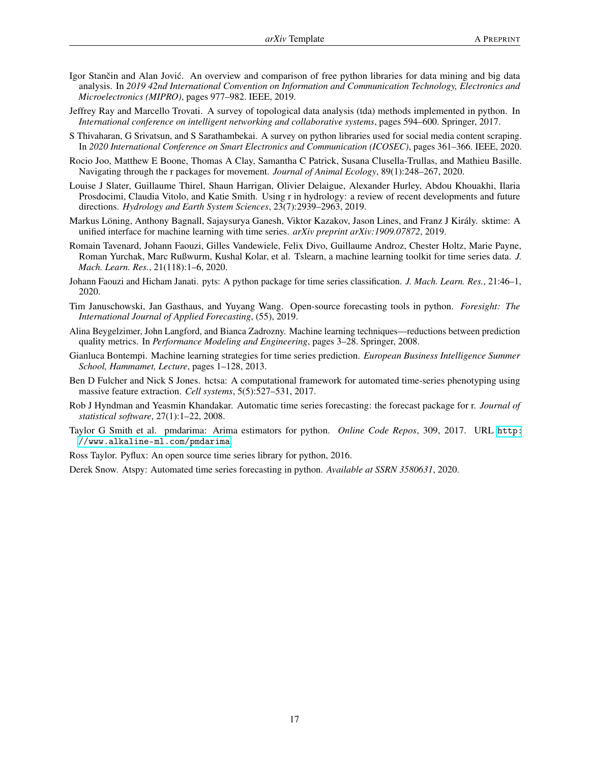Igor Stančin and Alan Jović. An overview and comparison of free python libraries for data mining and big data analysis. In *2019 42nd International Convention on Information and Communication Technology, Electronics and Microelectronics (MIPRO)*, pages 977–982. IEEE, 2019.

Jeffrey Ray and Marcello Trovati. A survey of topological data analysis (tda) methods implemented in python. In *International conference on intelligent networking and collaborative systems*, pages 594–600. Springer, 2017.

S Thivaharan, G Srivatsun, and S Sarathambekai. A survey on python libraries used for social media content scraping. In *2020 International Conference on Smart Electronics and Communication (ICOSEC)*, pages 361–366. IEEE, 2020.

Rocio Joo, Matthew E Boone, Thomas A Clay, Samantha C Patrick, Susana Clusella-Trullas, and Mathieu Basille. Navigating through the r packages for movement. *Journal of Animal Ecology*, 89(1):248–267, 2020.

Louise J Slater, Guillaume Thirel, Shaun Harrigan, Olivier Delaigue, Alexander Hurley, Abdou Khouakhi, Ilaria Prosdocimi, Claudia Vitolo, and Katie Smith. Using r in hydrology: a review of recent developments and future directions. *Hydrology and Earth System Sciences*, 23(7):2939–2963, 2019.

Markus Löning, Anthony Bagnall, Sajaysurya Ganesh, Viktor Kazakov, Jason Lines, and Franz J Király. sktime: A unified interface for machine learning with time series. *arXiv preprint arXiv:1909.07872*, 2019.

Romain Tavenard, Johann Faouzi, Gilles Vandewiele, Felix Divo, Guillaume Androz, Chester Holtz, Marie Payne, Roman Yurchak, Marc Rußwurm, Kushal Kolar, et al. Tslearn, a machine learning toolkit for time series data. *J. Mach. Learn. Res.*, 21(118):1–6, 2020.

Johann Faouzi and Hicham Janati. pyts: A python package for time series classification. *J. Mach. Learn. Res.*, 21:46–1, 2020.

Tim Januschowski, Jan Gasthaus, and Yuyang Wang. Open-source forecasting tools in python. *Foresight: The International Journal of Applied Forecasting*, (55), 2019.

Alina Beygelzimer, John Langford, and Bianca Zadrozny. Machine learning techniques—reductions between prediction quality metrics. In *Performance Modeling and Engineering*, pages 3–28. Springer, 2008.

Gianluca Bontempi. Machine learning strategies for time series prediction. *European Business Intelligence Summer School, Hammamet, Lecture*, pages 1–128, 2013.

Ben D Fulcher and Nick S Jones. hctsa: A computational framework for automated time-series phenotyping using massive feature extraction. *Cell systems*, 5(5):527–531, 2017.

Rob J Hyndman and Yeasmin Khandakar. Automatic time series forecasting: the forecast package for r. *Journal of statistical software*, 27(1):1–22, 2008.

Taylor G Smith et al. pmdarima: Arima estimators for python. *Online Code Repos*, 309, 2017. URL `http://www.alkaline-ml.com/pmdarima`.

Ross Taylor. Pyflux: An open source time series library for python, 2016.

Derek Snow. Atspy: Automated time series forecasting in python. *Available at SSRN 3580631*, 2020.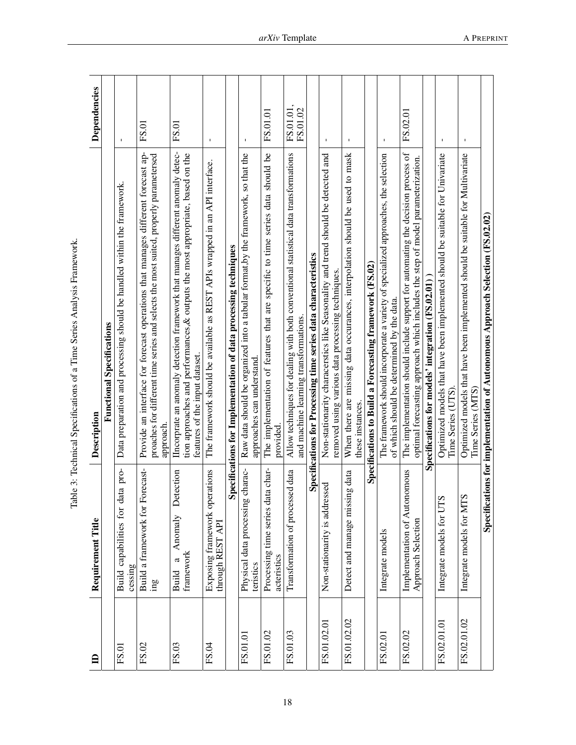Table 3: Technical Specifications of a Time Series Analysis Framework.

| ID | Requirement Title | Description | Dependencies |
|---|---|---|---|
| | | **Functional Specifications** | |
| FS.01 | Build capabilities for data processing | Data preparation and processing should be handled within the framework. | - |
| FS.02 | Build a framework for Forecasting | Provide an interface for forecast operations that manages different forecast approaches for different time series and selects the most suited, properly parametersed approach. | FS.01 |
| FS.03 | Build a Anomaly Detection framework | IIncorporate an anomaly detection framework that manages different anomaly detection approaches and performances,& outputs the most appropriate, based on the features of the input dataset. | FS.01 |
| FS.04 | Exposing framework operations through REST API | The framework should be available as REST APIs wrapped in an API interface. | - |
| | | **Specifications for Implementation of data processing techniques** | |
| FS.01.01 | Physical data processing characteristics | Raw data should be organized into a tabular format.by the framework, so that the approaches can understand. | - |
| FS.01.02 | Processing time series data characteristics | The implementation of features that are specific to time series data should be provided. | FS.01.01 |
| FS.01.03 | Transformation of processed data | Allow techniques for dealing with both conventional statistical data transformations and machine learning transformations. | FS.01.01, FS.01.02 |
| | | **Specifications for Processing time series data characteristics** | |
| FS.01.02.01 | Non-stationarity is addressed | Non-stationarity characerstics like Seasonality and trend should be detected and removed using various data processing techniques. | - |
| FS.01.02.02 | Detect and manage missing data | When there are missing data occurances, interpolation should be used to mask these instances. | - |
| | | **Specifications to Build a Forecasting framework (FS.02)** | |
| FS.02.01 | Integrate models | The framework should incorporate a variety of specialized approaches, the selection of which should be determined by the data. | - |
| FS.02.02 | Implementation of Autonomous Approach Selection | The implementation should include support for automating the decision process of optimal forecasting approach which includes the step of model parameterization. | FS.02.01 |
| | | **Specifications for models' integration (FS.02.01)** | |
| FS.02.01.01 | Integrate models for UTS | Optimized models that have been implemented should be suitable for Univariate Time Series (UTS). | - |
| FS.02.01.02 | Integrate models for MTS | Optimized models that have been implemented should be suitable for Multivariate Time Series (MTS) | - |
| | | **Specifications for implementation of Autonomous Approach Selection (FS.02.02)** | |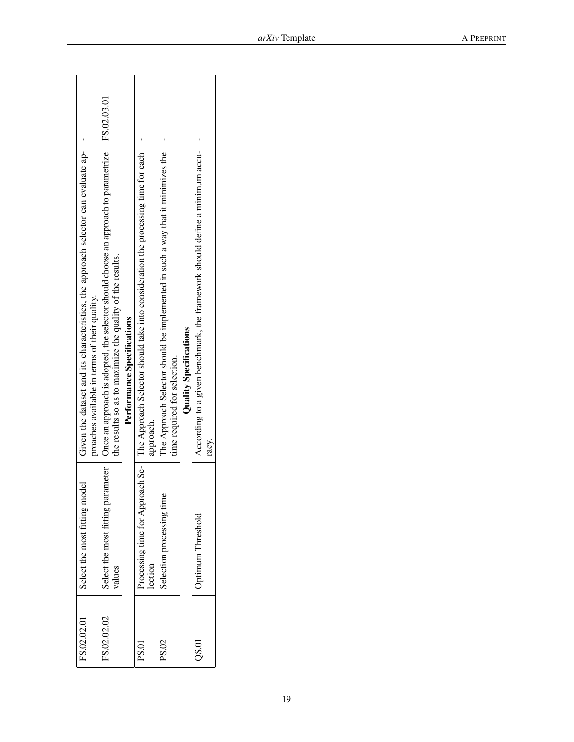| FS.02.02.01 | Select the most fitting model | Given the dataset and its characteristics, the approach selector can evaluate approaches available in terms of their quality. | - |
|---|---|---|---|
| FS.02.02.02 | Select the most fitting parameter values | Once an approach is adopted, the selector should choose an approach to parametrize the results so as to maximize the quality of the results. | FS.02.03.01 |
| | | **Performance Specifications** | |
| PS.01 | Processing time for Approach Selection | The Approach Selector should take into consideration the processing time for each approach. | - |
| PS.02 | Selection processing time | The Approach Selector should be implemented in such a way that it minimizes the time required for selection. | - |
| | | **Quality Specifications** | |
| QS.01 | Optimum Threshold | According to a given benchmark, the framework should define a minimum accuracy. | - |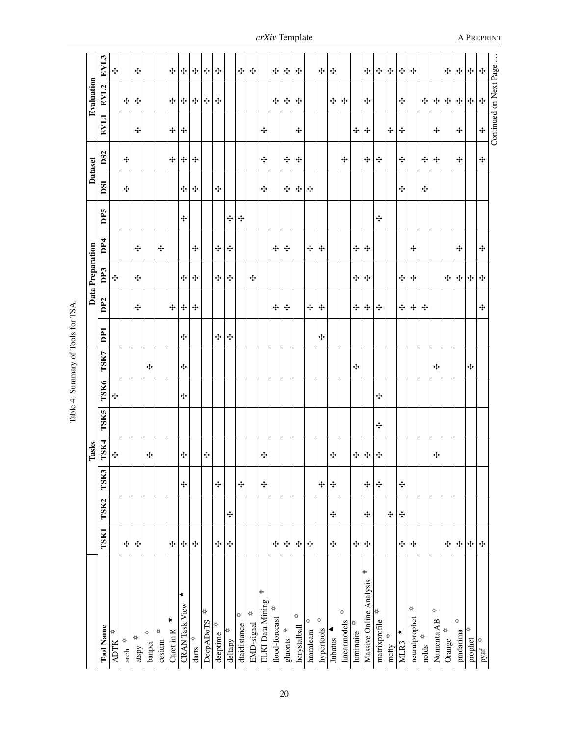Table 4: Summary of Tools for TSA.

| | Tasks | | | | | | | Data Preparation | | | | | Dataset | | Evaluation | | |
|---|---|---|---|---|---|---|---|---|---|---|---|---|---|---|---|---|---|
| **Tool Name** | **TSK1** | **TSK2** | **TSK3** | **TSK4** | **TSK5** | **TSK6** | **TSK7** | **DP1** | **DP2** | **DP3** | **DP4** | **DP5** | **DS1** | **DS2** | **EVL1** | **EVL2** | **EVL3** |
| ADTK ✩ | | | | ✣ | | ✣ | | | | ✣ | | | | | | | ✣ |
| arch ✩ | ✣ | | | | | | | | | | | | ✣ | ✣ | | ✣ | |
| atspy ✩ | ✣ | | | | | | | | ✣ | ✣ | ✣ | | | | ✣ | ✣ | ✣ |
| banpei ✩ | | | | ✣ | | | ✣ | | | | | | | | | | |
| cesium ✩ | | | | | | | | | | | ✣ | | | | | | |
| Caret in R ★ | ✣ | | | | | | | | ✣ | | | | | ✣ | ✣ | ✣ | ✣ |
| CRAN Task View ★ | ✣ | | ✣ | ✣ | | ✣ | ✣ | ✣ | ✣ | ✣ | | ✣ | ✣ | ✣ | ✣ | ✣ | ✣ |
| darts ✩ | ✣ | | | | | | | | ✣ | ✣ | ✣ | | ✣ | ✣ | | ✣ | ✣ |
| DeepADoTS ✩ | | | | ✣ | | | | | | | | | | | | ✣ | ✣ |
| deeptime ✩ | ✣ | | ✣ | | | | | ✣ | | ✣ | ✣ | | ✣ | | | ✣ | ✣ |
| deltapy ✩ | ✣ | ✣ | | | | | | ✣ | | ✣ | ✣ | ✣ | | | | | |
| dtaidistance ✩ | | | ✣ | | | | | | | | | ✣ | | | | | ✣ |
| EMD-signal ✩ | | | | | | | | | | ✣ | | | | | | | ✣ |
| ELKI Data Mining † | | | ✣ | ✣ | | | | | | | | | ✣ | ✣ | ✣ | | |
| flood-forecast ✩ | ✣ | | | | | | | | ✣ | | ✣ | | | | | ✣ | ✣ |
| gluonts ✩ | ✣ | | | | | | | | ✣ | | ✣ | | ✣ | ✣ | | ✣ | ✣ |
| hcrystalball ✩ | ✣ | | | | | | | | | | | | ✣ | ✣ | ✣ | ✣ | ✣ |
| hmmlearn ✩ | ✣ | | | | | | | | ✣ | | ✣ | | ✣ | | | | |
| hypertools ✩ | | | ✣ | | | | | ✣ | ✣ | | ✣ | | | | | | ✣ |
| Jubatus ▲ | ✣ | ✣ | ✣ | ✣ | | | | | | | | | | | | ✣ | ✣ |
| linearmodels ✩ | | | | | | | | | | | | | | ✣ | | ✣ | |
| luminaire ✩ | ✣ | | | ✣ | | | ✣ | | ✣ | ✣ | ✣ | | | | ✣ | | |
| Massive Online Analysis † | ✣ | ✣ | ✣ | ✣ | | | | | ✣ | ✣ | ✣ | | | ✣ | ✣ | ✣ | ✣ |
| matrixprofile ✩ | | | ✣ | ✣ | ✣ | ✣ | | | ✣ | | | ✣ | | ✣ | | | ✣ |
| mcfly ✩ | | ✣ | | | | | | | | | | | | | ✣ | | ✣ |
| MLR3 ★ | ✣ | ✣ | ✣ | | | | | | ✣ | ✣ | | | ✣ | ✣ | ✣ | ✣ | ✣ |
| neuralprophet ✩ | ✣ | | | | | | | | ✣ | ✣ | ✣ | | | | | | ✣ |
| nolds ✩ | | | | | | | | | ✣ | | | | ✣ | ✣ | | ✣ | |
| Numenta AB ✩ | | | | ✣ | | | ✣ | | | | | | | ✣ | ✣ | ✣ | |
| Orange ✩ | ✣ | | | | | | | | | ✣ | | | | | | ✣ | ✣ |
| pmdarima ✩ | ✣ | | | | | | | | | ✣ | ✣ | | | ✣ | ✣ | ✣ | ✣ |
| prophet ✩ | ✣ | | | | | | ✣ | | | ✣ | | | | | | ✣ | ✣ |
| pyaf ✩ | ✣ | | | | | | | | ✣ | ✣ | ✣ | | | ✣ | ✣ | ✣ | ✣ |

Continued on Next Page …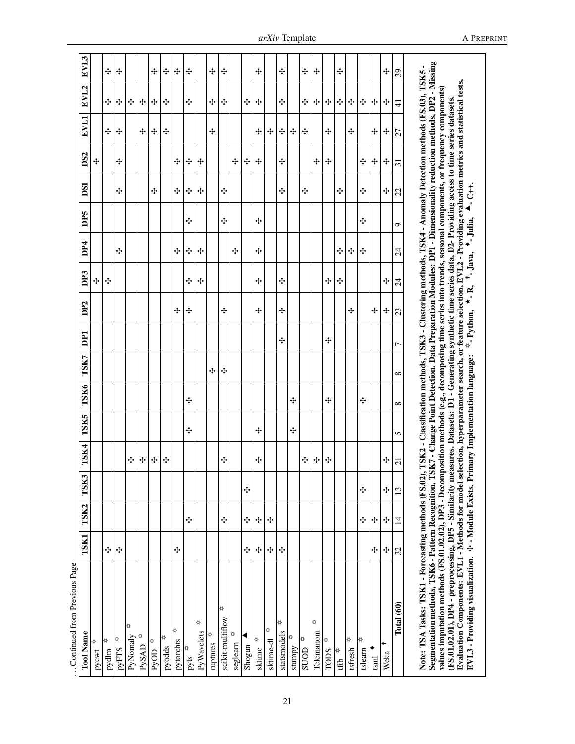…Continued from Previous Page

| Tool Name | TSK1 | TSK2 | TSK3 | TSK4 | TSK5 | TSK6 | TSK7 | DP1 | DP2 | DP3 | DP4 | DP5 | DS1 | DS2 | EVL1 | EVL2 | EVL3 |
|---|---|---|---|---|---|---|---|---|---|---|---|---|---|---|---|---|---|
| pycwt ☼ | | | | | | | | | | ✣ | | | | ✣ | | | |
| pydlm ☼ | ✣ | | | | | | | | | ✣ | | | | | ✣ | ✣ | ✣ |
| pyFTS ☼ | ✣ | | | | | | | | | | ✣ | | ✣ | ✣ | ✣ | ✣ | ✣ |
| PyNomaly ☼ | | | | ✣ | | | | | | | | | | | | ✣ | |
| PySAD ☼ | | | | ✣ | | | | | | | | | | | ✣ | ✣ | |
| PyOD ☼ | | | | ✣ | | | | | | | | | ✣ | | ✣ | ✣ | ✣ |
| pyodds ☼ | | | | ✣ | | | | | | | | | | | ✣ | ✣ | ✣ |
| pytorchts ☼ | ✣ | | | | | | | | ✣ | | ✣ | | ✣ | ✣ | | | ✣ |
| pyts ☼ | | ✣ | | | ✣ | ✣ | | | ✣ | ✣ | ✣ | ✣ | ✣ | ✣ | | ✣ | ✣ |
| PyWavelets ☼ | | | | | | | | | | ✣ | ✣ | | ✣ | ✣ | | | |
| ruptures ☼ | | | | | | | ✣ | | | | | | | | ✣ | ✣ | ✣ |
| scikit-multiflow ☼ | | ✣ | | ✣ | | | ✣ | | ✣ | | | ✣ | ✣ | | | ✣ | ✣ |
| seglearn ☼ | | | | | | | | | | | ✣ | | | ✣ | | | |
| Shogun ▲ | ✣ | ✣ | ✣ | | | | | | | | | | | ✣ | | ✣ | |
| sktime ☼ | ✣ | ✣ | | ✣ | ✣ | | | | ✣ | ✣ | ✣ | ✣ | | ✣ | ✣ | ✣ | ✣ |
| sktime-dl ☼ | ✣ | ✣ | | | | | | | | | | | | | ✣ | | |
| statsmodels ☼ | ✣ | | | | | | | ✣ | ✣ | ✣ | | | ✣ | ✣ | ✣ | ✣ | ✣ |
| stumpy ☼ | | | | | ✣ | ✣ | | | | | | | | | ✣ | | |
| SUOD ☼ | | | | ✣ | | | | | | | | | ✣ | | ✣ | ✣ | ✣ |
| Telemanom ☼ | | | | ✣ | | | | | | | | | | ✣ | | ✣ | ✣ |
| TODS ☼ | | | | ✣ | | ✣ | | ✣ | | ✣ | | | | ✣ | ✣ | ✣ | |
| tftb ☼ | | | | | | | | | | ✣ | ✣ | | ✣ | | | ✣ | ✣ |
| tsfresh ☼ | | | | | | | | | ✣ | | ✣ | | | | ✣ | ✣ | |
| tslearn ☼ | | ✣ | ✣ | | | ✣ | | | | | ✣ | ✣ | ✣ | ✣ | | ✣ | |
| tsml ♦ | ✣ | ✣ | | | | | | | ✣ | | | | | ✣ | ✣ | ✣ | |
| Weka † | ✣ | ✣ | ✣ | ✣ | | | | | ✣ | ✣ | | | ✣ | ✣ | ✣ | ✣ | ✣ |
| **Total (60)** | 32 | 14 | 13 | 21 | 5 | 8 | 8 | 7 | 23 | 24 | 24 | 9 | 22 | 31 | 27 | 41 | 39 |

**Note: TSA Tasks: TSK1 - Forecasting methods (FS.02), TSK2 - Classification methods, TSK3 - Clustering methods, TSK4 - Anomaly Detection methods (FS.03), TSK5 - Segmentation methods, TSK6 - Pattern Recognition, TSK7 - Change Point Detection. Data Preparation Modules: DP1 - Dimensionality reduction methods, DP2 - Missing values imputation methods (FS.01.02.02), DP3 - Decomposition methods (e.g., decomposing time series into trends, seasonal components, or frequency components) (FS.01.02.01), DP4 - preprocessing, DP5 - Similarity measures. Datasets: D1 - Generating synthetic time series data, D2- Providing access to time series datasets. Evaluation Components: EVL1 - Methods for model selection, hyperparameter search, or feature selection, EVL2 - Providing evaluation metrics and statistical tests, EVL3 - Providing visualization. ✣ - Module Exists. Primary Implementation language: ☼ - Python, ★ - R, † - Java, ♦ - Julia, ▲ - C++.**